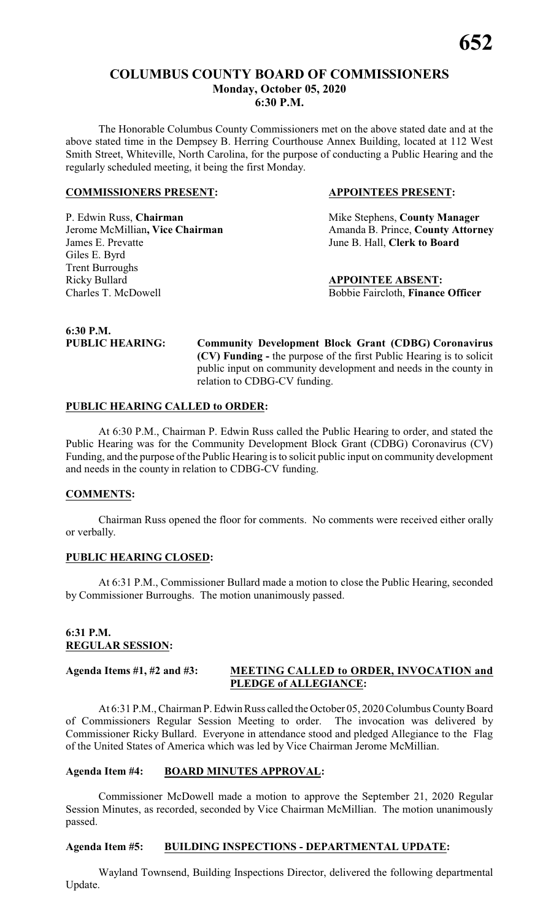# COLUMBUS COUNTY BOARD OF COMMISSIONERS
## Monday, October 05, 2020
## 6:30 P.M.

The Honorable Columbus County Commissioners met on the above stated date and at the above stated time in the Dempsey B. Herring Courthouse Annex Building, located at 112 West Smith Street, Whiteville, North Carolina, for the purpose of conducting a Public Hearing and the regularly scheduled meeting, it being the first Monday.

**COMMISSIONERS PRESENT:**

P. Edwin Russ, **Chairman**
Jerome McMillian**, Vice Chairman**
James E. Prevatte
Giles E. Byrd
Trent Burroughs
Ricky Bullard
Charles T. McDowell

**APPOINTEES PRESENT:**

Mike Stephens, **County Manager**
Amanda B. Prince, **County Attorney**
June B. Hall, **Clerk to Board**

**APPOINTEE ABSENT:**

Bobbie Faircloth, **Finance Officer**

**6:30 P.M.**
**PUBLIC HEARING:** **Community Development Block Grant (CDBG) Coronavirus (CV) Funding -** the purpose of the first Public Hearing is to solicit public input on community development and needs in the county in relation to CDBG-CV funding.

**PUBLIC HEARING CALLED to ORDER:**

At 6:30 P.M., Chairman P. Edwin Russ called the Public Hearing to order, and stated the Public Hearing was for the Community Development Block Grant (CDBG) Coronavirus (CV) Funding, and the purpose of the Public Hearing is to solicit public input on community development and needs in the county in relation to CDBG-CV funding.

**COMMENTS:**

Chairman Russ opened the floor for comments. No comments were received either orally or verbally.

**PUBLIC HEARING CLOSED:**

At 6:31 P.M., Commissioner Bullard made a motion to close the Public Hearing, seconded by Commissioner Burroughs. The motion unanimously passed.

**6:31 P.M.**
**REGULAR SESSION:**

**Agenda Items #1, #2 and #3: MEETING CALLED to ORDER, INVOCATION and PLEDGE of ALLEGIANCE:**

At 6:31 P.M., Chairman P. Edwin Russ called the October 05, 2020 Columbus County Board of Commissioners Regular Session Meeting to order. The invocation was delivered by Commissioner Ricky Bullard. Everyone in attendance stood and pledged Allegiance to the Flag of the United States of America which was led by Vice Chairman Jerome McMillian.

**Agenda Item #4: BOARD MINUTES APPROVAL:**

Commissioner McDowell made a motion to approve the September 21, 2020 Regular Session Minutes, as recorded, seconded by Vice Chairman McMillian. The motion unanimously passed.

**Agenda Item #5: BUILDING INSPECTIONS - DEPARTMENTAL UPDATE:**

Wayland Townsend, Building Inspections Director, delivered the following departmental Update.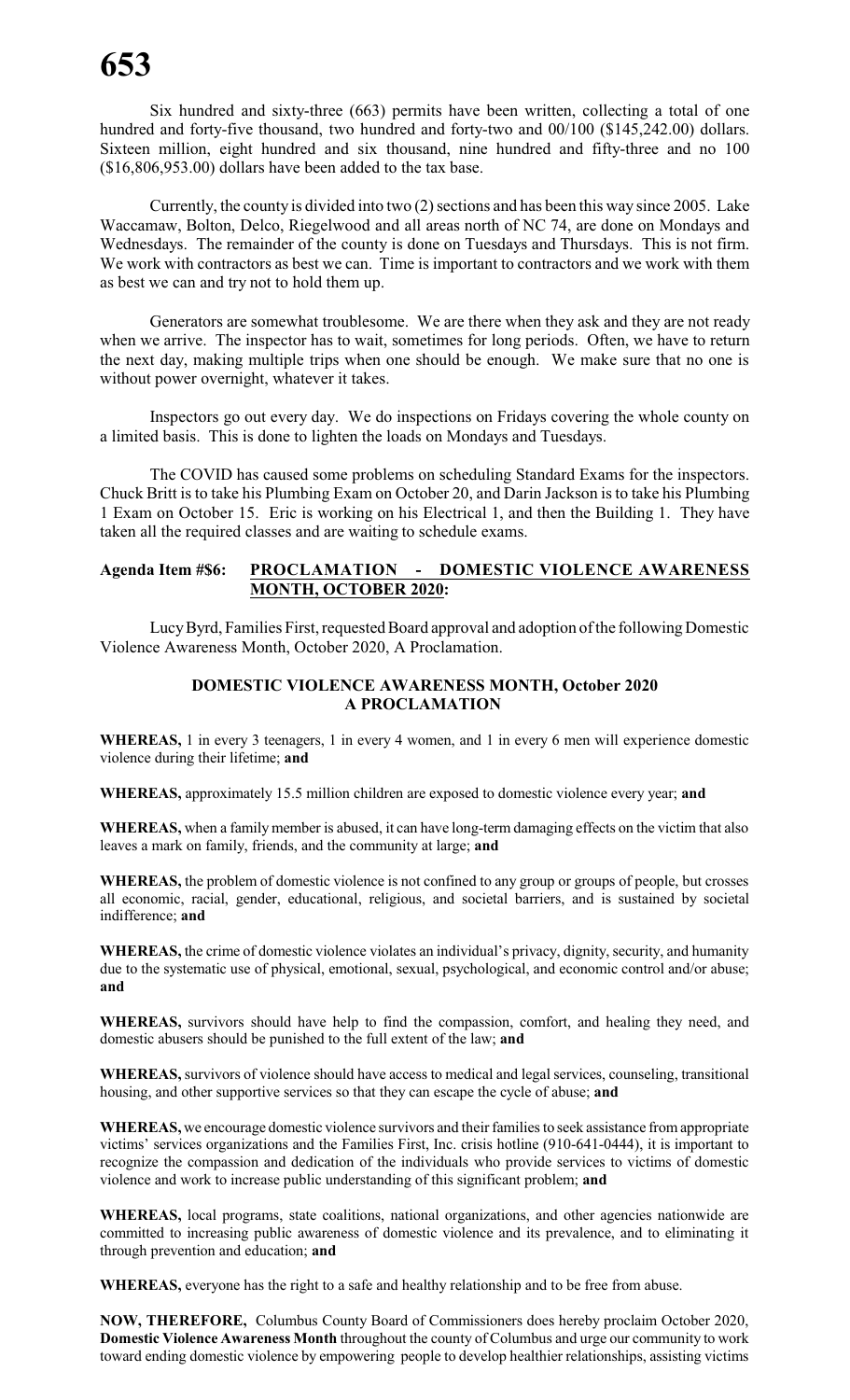Six hundred and sixty-three (663) permits have been written, collecting a total of one hundred and forty-five thousand, two hundred and forty-two and 00/100 ($145,242.00) dollars. Sixteen million, eight hundred and six thousand, nine hundred and fifty-three and no 100 ($16,806,953.00) dollars have been added to the tax base.

Currently, the county is divided into two (2) sections and has been this way since 2005. Lake Waccamaw, Bolton, Delco, Riegelwood and all areas north of NC 74, are done on Mondays and Wednesdays. The remainder of the county is done on Tuesdays and Thursdays. This is not firm. We work with contractors as best we can. Time is important to contractors and we work with them as best we can and try not to hold them up.

Generators are somewhat troublesome. We are there when they ask and they are not ready when we arrive. The inspector has to wait, sometimes for long periods. Often, we have to return the next day, making multiple trips when one should be enough. We make sure that no one is without power overnight, whatever it takes.

Inspectors go out every day. We do inspections on Fridays covering the whole county on a limited basis. This is done to lighten the loads on Mondays and Tuesdays.

The COVID has caused some problems on scheduling Standard Exams for the inspectors. Chuck Britt is to take his Plumbing Exam on October 20, and Darin Jackson is to take his Plumbing 1 Exam on October 15. Eric is working on his Electrical 1, and then the Building 1. They have taken all the required classes and are waiting to schedule exams.

**Agenda Item #$6: PROCLAMATION - DOMESTIC VIOLENCE AWARENESS MONTH, OCTOBER 2020:**

Lucy Byrd, Families First, requested Board approval and adoption of the following Domestic Violence Awareness Month, October 2020, A Proclamation.

**DOMESTIC VIOLENCE AWARENESS MONTH, October 2020**
**A PROCLAMATION**

**WHEREAS,** 1 in every 3 teenagers, 1 in every 4 women, and 1 in every 6 men will experience domestic violence during their lifetime; **and**

**WHEREAS,** approximately 15.5 million children are exposed to domestic violence every year; **and**

**WHEREAS,** when a family member is abused, it can have long-term damaging effects on the victim that also leaves a mark on family, friends, and the community at large; **and**

**WHEREAS,** the problem of domestic violence is not confined to any group or groups of people, but crosses all economic, racial, gender, educational, religious, and societal barriers, and is sustained by societal indifference; **and**

**WHEREAS,** the crime of domestic violence violates an individual's privacy, dignity, security, and humanity due to the systematic use of physical, emotional, sexual, psychological, and economic control and/or abuse; **and**

**WHEREAS,** survivors should have help to find the compassion, comfort, and healing they need, and domestic abusers should be punished to the full extent of the law; **and**

**WHEREAS,** survivors of violence should have access to medical and legal services, counseling, transitional housing, and other supportive services so that they can escape the cycle of abuse; **and**

**WHEREAS,** we encourage domestic violence survivors and their families to seek assistance from appropriate victims' services organizations and the Families First, Inc. crisis hotline (910-641-0444), it is important to recognize the compassion and dedication of the individuals who provide services to victims of domestic violence and work to increase public understanding of this significant problem; **and**

**WHEREAS,** local programs, state coalitions, national organizations, and other agencies nationwide are committed to increasing public awareness of domestic violence and its prevalence, and to eliminating it through prevention and education; **and**

**WHEREAS,** everyone has the right to a safe and healthy relationship and to be free from abuse.

**NOW, THEREFORE,** Columbus County Board of Commissioners does hereby proclaim October 2020, **Domestic Violence Awareness Month** throughout the county of Columbus and urge our community to work toward ending domestic violence by empowering people to develop healthier relationships, assisting victims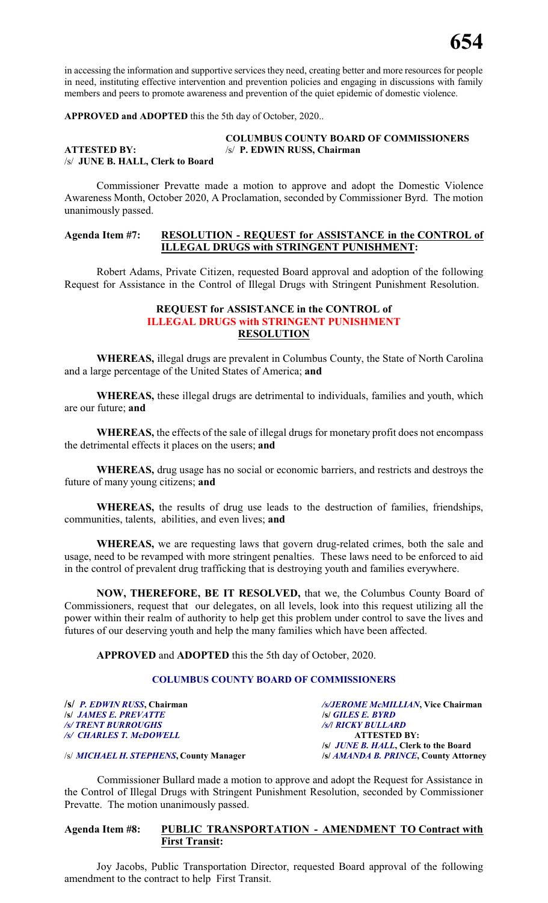in accessing the information and supportive services they need, creating better and more resources for people in need, instituting effective intervention and prevention policies and engaging in discussions with family members and peers to promote awareness and prevention of the quiet epidemic of domestic violence.

**APPROVED and ADOPTED** this the 5th day of October, 2020..

**COLUMBUS COUNTY BOARD OF COMMISSIONERS**

**ATTESTED BY:** /s/ **P. EDWIN RUSS, Chairman**

/s/ **JUNE B. HALL, Clerk to Board**

Commissioner Prevatte made a motion to approve and adopt the Domestic Violence Awareness Month, October 2020, A Proclamation, seconded by Commissioner Byrd. The motion unanimously passed.

**Agenda Item #7: RESOLUTION - REQUEST for ASSISTANCE in the CONTROL of ILLEGAL DRUGS with STRINGENT PUNISHMENT:**

Robert Adams, Private Citizen, requested Board approval and adoption of the following Request for Assistance in the Control of Illegal Drugs with Stringent Punishment Resolution.

**REQUEST for ASSISTANCE in the CONTROL of**
**ILLEGAL DRUGS with STRINGENT PUNISHMENT**
**RESOLUTION**

**WHEREAS,** illegal drugs are prevalent in Columbus County, the State of North Carolina and a large percentage of the United States of America; **and**

**WHEREAS,** these illegal drugs are detrimental to individuals, families and youth, which are our future; **and**

**WHEREAS,** the effects of the sale of illegal drugs for monetary profit does not encompass the detrimental effects it places on the users; **and**

**WHEREAS,** drug usage has no social or economic barriers, and restricts and destroys the future of many young citizens; **and**

**WHEREAS,** the results of drug use leads to the destruction of families, friendships, communities, talents, abilities, and even lives; **and**

**WHEREAS,** we are requesting laws that govern drug-related crimes, both the sale and usage, need to be revamped with more stringent penalties. These laws need to be enforced to aid in the control of prevalent drug trafficking that is destroying youth and families everywhere.

**NOW, THEREFORE, BE IT RESOLVED,** that we, the Columbus County Board of Commissioners, request that our delegates, on all levels, look into this request utilizing all the power within their realm of authority to help get this problem under control to save the lives and futures of our deserving youth and help the many families which have been affected.

**APPROVED** and **ADOPTED** this the 5th day of October, 2020.

**COLUMBUS COUNTY BOARD OF COMMISSIONERS**

**/s/** ***P. EDWIN RUSS*****, Chairman**
**/s/** ***JAMES E. PREVATTE***
***/s/ TRENT BURROUGHS***
***/s/ CHARLES T. McDOWELL***

***/s/JEROME McMILLIAN*****, Vice Chairman**
**/s/** ***GILES E. BYRD***
***/s/| RICKY BULLARD***
**ATTESTED BY:**
**/s/** ***JUNE B. HALL*****, Clerk to the Board**

/s/ ***MICHAEL H. STEPHENS*****, County Manager**
**/s/** ***AMANDA B. PRINCE*****, County Attorney**

Commissioner Bullard made a motion to approve and adopt the Request for Assistance in the Control of Illegal Drugs with Stringent Punishment Resolution, seconded by Commissioner Prevatte. The motion unanimously passed.

**Agenda Item #8: PUBLIC TRANSPORTATION - AMENDMENT TO Contract with First Transit:**

Joy Jacobs, Public Transportation Director, requested Board approval of the following amendment to the contract to help First Transit.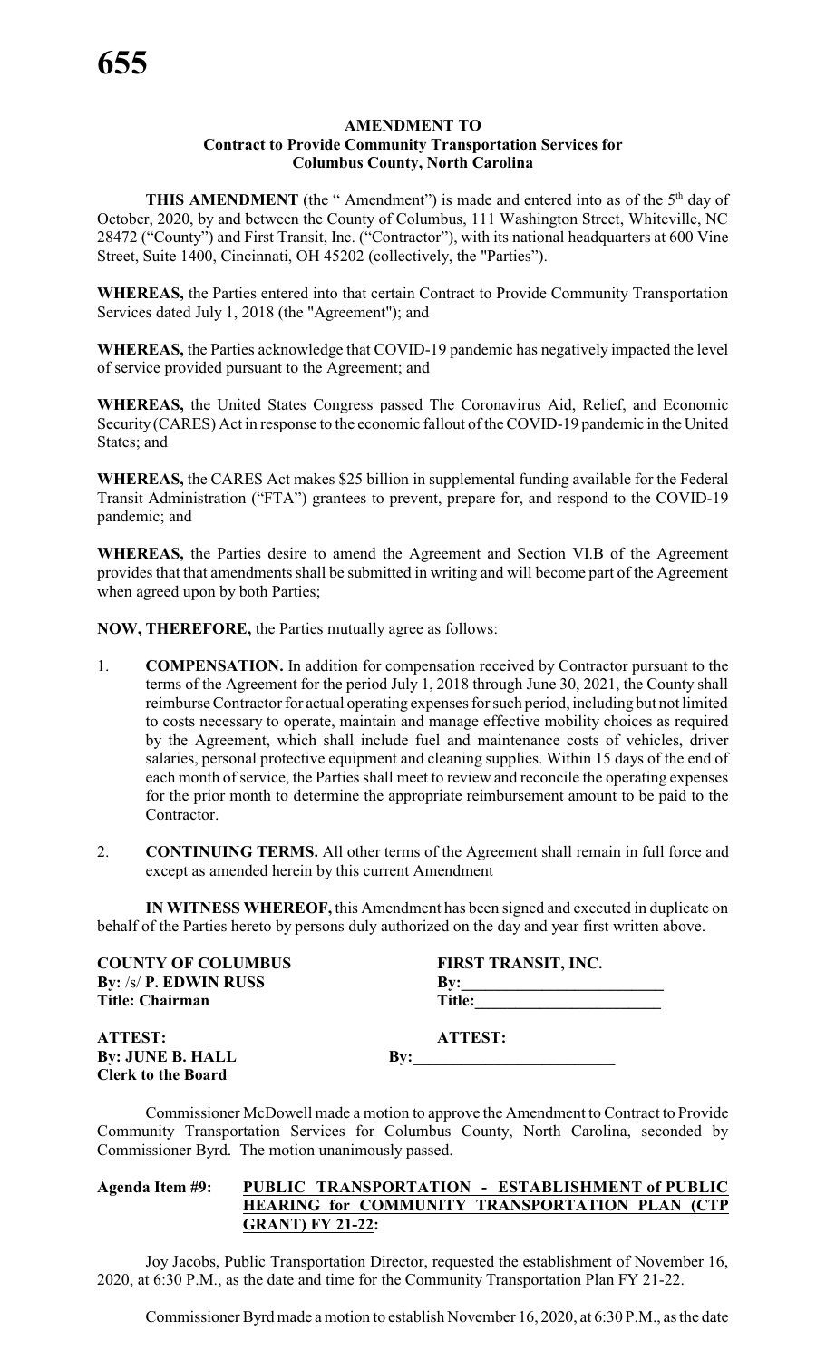**AMENDMENT TO**
**Contract to Provide Community Transportation Services for**
**Columbus County, North Carolina**

**THIS AMENDMENT** (the " Amendment") is made and entered into as of the 5th day of October, 2020, by and between the County of Columbus, 111 Washington Street, Whiteville, NC 28472 ("County") and First Transit, Inc. ("Contractor"), with its national headquarters at 600 Vine Street, Suite 1400, Cincinnati, OH 45202 (collectively, the "Parties").

**WHEREAS,** the Parties entered into that certain Contract to Provide Community Transportation Services dated July 1, 2018 (the "Agreement"); and

**WHEREAS,** the Parties acknowledge that COVID-19 pandemic has negatively impacted the level of service provided pursuant to the Agreement; and

**WHEREAS,** the United States Congress passed The Coronavirus Aid, Relief, and Economic Security (CARES) Act in response to the economic fallout of the COVID-19 pandemic in the United States; and

**WHEREAS,** the CARES Act makes $25 billion in supplemental funding available for the Federal Transit Administration ("FTA") grantees to prevent, prepare for, and respond to the COVID-19 pandemic; and

**WHEREAS,** the Parties desire to amend the Agreement and Section VI.B of the Agreement provides that that amendments shall be submitted in writing and will become part of the Agreement when agreed upon by both Parties;

**NOW, THEREFORE,** the Parties mutually agree as follows:

1. **COMPENSATION.** In addition for compensation received by Contractor pursuant to the terms of the Agreement for the period July 1, 2018 through June 30, 2021, the County shall reimburse Contractor for actual operating expenses for such period, including but not limited to costs necessary to operate, maintain and manage effective mobility choices as required by the Agreement, which shall include fuel and maintenance costs of vehicles, driver salaries, personal protective equipment and cleaning supplies. Within 15 days of the end of each month of service, the Parties shall meet to review and reconcile the operating expenses for the prior month to determine the appropriate reimbursement amount to be paid to the Contractor.

2. **CONTINUING TERMS.** All other terms of the Agreement shall remain in full force and except as amended herein by this current Amendment

**IN WITNESS WHEREOF,** this Amendment has been signed and executed in duplicate on behalf of the Parties hereto by persons duly authorized on the day and year first written above.

**COUNTY OF COLUMBUS**
**By:** /s/ **P. EDWIN RUSS**
**Title: Chairman**

**FIRST TRANSIT, INC.**
**By:**_________________________
**Title:**_______________________

**ATTEST:**
**By: JUNE B. HALL**
**Clerk to the Board**

**ATTEST:**
**By:**_________________________

Commissioner McDowell made a motion to approve the Amendment to Contract to Provide Community Transportation Services for Columbus County, North Carolina, seconded by Commissioner Byrd. The motion unanimously passed.

**Agenda Item #9:** **PUBLIC TRANSPORTATION - ESTABLISHMENT of PUBLIC HEARING for COMMUNITY TRANSPORTATION PLAN (CTP GRANT) FY 21-22:**

Joy Jacobs, Public Transportation Director, requested the establishment of November 16, 2020, at 6:30 P.M., as the date and time for the Community Transportation Plan FY 21-22.

Commissioner Byrd made a motion to establish November 16, 2020, at 6:30 P.M., as the date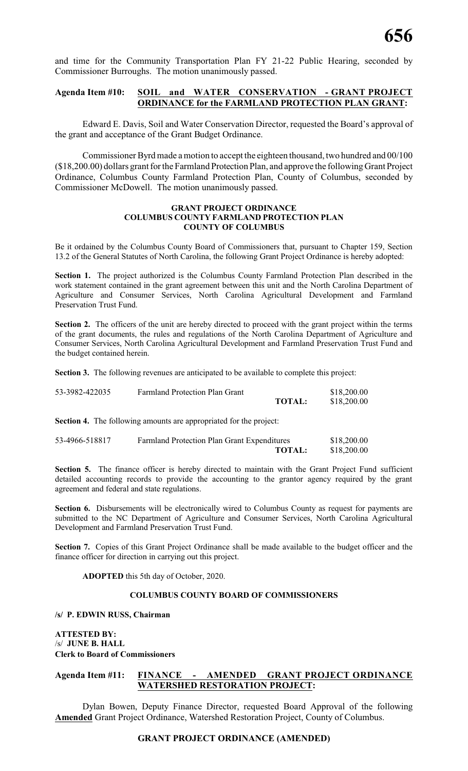and time for the Community Transportation Plan FY 21-22 Public Hearing, seconded by Commissioner Burroughs. The motion unanimously passed.

**Agenda Item #10: <u>SOIL and WATER CONSERVATION - GRANT PROJECT ORDINANCE for the FARMLAND PROTECTION PLAN GRANT:</u>**

Edward E. Davis, Soil and Water Conservation Director, requested the Board's approval of the grant and acceptance of the Grant Budget Ordinance.

Commissioner Byrd made a motion to accept the eighteen thousand, two hundred and 00/100 ($18,200.00) dollars grant for the Farmland Protection Plan, and approve the following Grant Project Ordinance, Columbus County Farmland Protection Plan, County of Columbus, seconded by Commissioner McDowell. The motion unanimously passed.

**GRANT PROJECT ORDINANCE**
**COLUMBUS COUNTY FARMLAND PROTECTION PLAN**
**COUNTY OF COLUMBUS**

Be it ordained by the Columbus County Board of Commissioners that, pursuant to Chapter 159, Section 13.2 of the General Statutes of North Carolina, the following Grant Project Ordinance is hereby adopted:

**Section 1.** The project authorized is the Columbus County Farmland Protection Plan described in the work statement contained in the grant agreement between this unit and the North Carolina Department of Agriculture and Consumer Services, North Carolina Agricultural Development and Farmland Preservation Trust Fund.

**Section 2.** The officers of the unit are hereby directed to proceed with the grant project within the terms of the grant documents, the rules and regulations of the North Carolina Department of Agriculture and Consumer Services, North Carolina Agricultural Development and Farmland Preservation Trust Fund and the budget contained herein.

**Section 3.** The following revenues are anticipated to be available to complete this project:

| | | |
|---|---|---|
| 53-3982-422035 | Farmland Protection Plan Grant | $18,200.00 |
| | **TOTAL:** | $18,200.00 |

**Section 4.** The following amounts are appropriated for the project:

| | | |
|---|---|---|
| 53-4966-518817 | Farmland Protection Plan Grant Expenditures | $18,200.00 |
| | **TOTAL:** | $18,200.00 |

**Section 5.** The finance officer is hereby directed to maintain with the Grant Project Fund sufficient detailed accounting records to provide the accounting to the grantor agency required by the grant agreement and federal and state regulations.

**Section 6.** Disbursements will be electronically wired to Columbus County as request for payments are submitted to the NC Department of Agriculture and Consumer Services, North Carolina Agricultural Development and Farmland Preservation Trust Fund.

**Section 7.** Copies of this Grant Project Ordinance shall be made available to the budget officer and the finance officer for direction in carrying out this project.

**ADOPTED** this 5th day of October, 2020.

**COLUMBUS COUNTY BOARD OF COMMISSIONERS**

**/s/ P. EDWIN RUSS, Chairman**

**ATTESTED BY:**
/s/ **JUNE B. HALL**
**Clerk to Board of Commissioners**

**Agenda Item #11: <u>FINANCE - AMENDED GRANT PROJECT ORDINANCE WATERSHED RESTORATION PROJECT:</u>**

Dylan Bowen, Deputy Finance Director, requested Board Approval of the following **<u>Amended</u>** Grant Project Ordinance, Watershed Restoration Project, County of Columbus.

**GRANT PROJECT ORDINANCE (AMENDED)**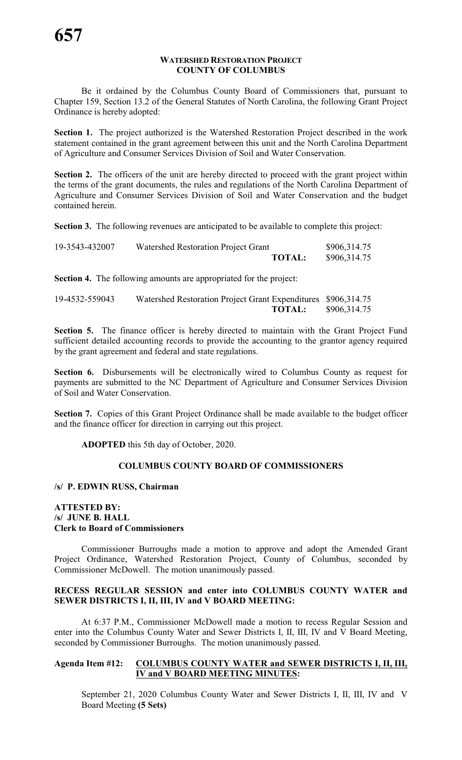**WATERSHED RESTORATION PROJECT**
**COUNTY OF COLUMBUS**

Be it ordained by the Columbus County Board of Commissioners that, pursuant to Chapter 159, Section 13.2 of the General Statutes of North Carolina, the following Grant Project Ordinance is hereby adopted:

**Section 1.** The project authorized is the Watershed Restoration Project described in the work statement contained in the grant agreement between this unit and the North Carolina Department of Agriculture and Consumer Services Division of Soil and Water Conservation.

**Section 2.** The officers of the unit are hereby directed to proceed with the grant project within the terms of the grant documents, the rules and regulations of the North Carolina Department of Agriculture and Consumer Services Division of Soil and Water Conservation and the budget contained herein.

**Section 3.** The following revenues are anticipated to be available to complete this project:

| | | |
|---|---|---|
| 19-3543-432007 | Watershed Restoration Project Grant | $906,314.75 |
| | **TOTAL:** | $906,314.75 |

**Section 4.** The following amounts are appropriated for the project:

| | | |
|---|---|---|
| 19-4532-559043 | Watershed Restoration Project Grant Expenditures | $906,314.75 |
| | **TOTAL:** | $906,314.75 |

**Section 5.** The finance officer is hereby directed to maintain with the Grant Project Fund sufficient detailed accounting records to provide the accounting to the grantor agency required by the grant agreement and federal and state regulations.

**Section 6.** Disbursements will be electronically wired to Columbus County as request for payments are submitted to the NC Department of Agriculture and Consumer Services Division of Soil and Water Conservation.

**Section 7.** Copies of this Grant Project Ordinance shall be made available to the budget officer and the finance officer for direction in carrying out this project.

**ADOPTED** this 5th day of October, 2020.

**COLUMBUS COUNTY BOARD OF COMMISSIONERS**

**/s/ P. EDWIN RUSS, Chairman**

**ATTESTED BY:**
**/s/ JUNE B. HALL**
**Clerk to Board of Commissioners**

Commissioner Burroughs made a motion to approve and adopt the Amended Grant Project Ordinance, Watershed Restoration Project, County of Columbus, seconded by Commissioner McDowell. The motion unanimously passed.

**RECESS REGULAR SESSION and enter into COLUMBUS COUNTY WATER and SEWER DISTRICTS I, II, III, IV and V BOARD MEETING:**

At 6:37 P.M., Commissioner McDowell made a motion to recess Regular Session and enter into the Columbus County Water and Sewer Districts I, II, III, IV and V Board Meeting, seconded by Commissioner Burroughs. The motion unanimously passed.

**Agenda Item #12: COLUMBUS COUNTY WATER and SEWER DISTRICTS I, II, III, IV and V BOARD MEETING MINUTES:**

September 21, 2020 Columbus County Water and Sewer Districts I, II, III, IV and V Board Meeting **(5 Sets)**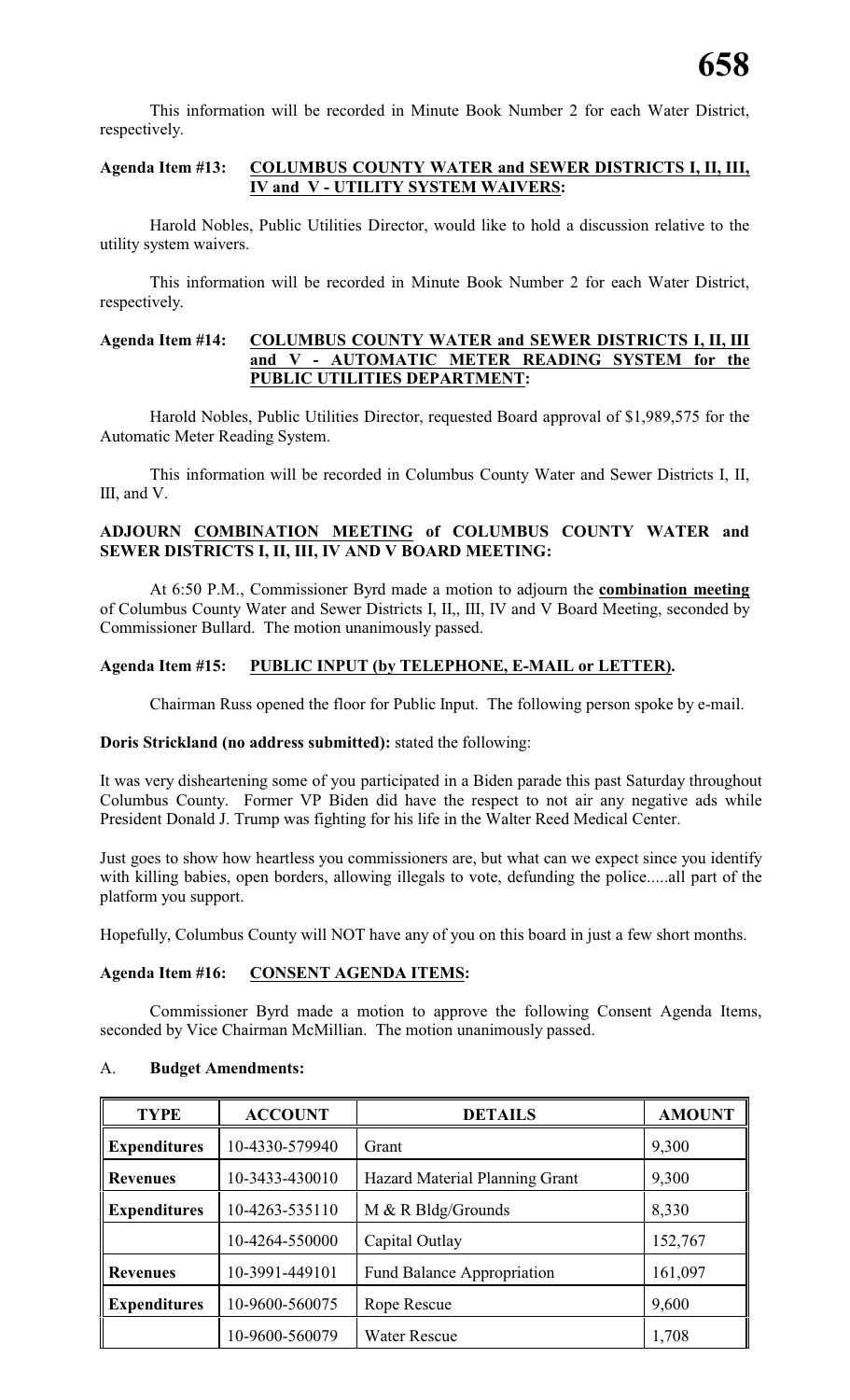This information will be recorded in Minute Book Number 2 for each Water District, respectively.

**Agenda Item #13: COLUMBUS COUNTY WATER and SEWER DISTRICTS I, II, III, IV and V - UTILITY SYSTEM WAIVERS:**

Harold Nobles, Public Utilities Director, would like to hold a discussion relative to the utility system waivers.

This information will be recorded in Minute Book Number 2 for each Water District, respectively.

**Agenda Item #14: COLUMBUS COUNTY WATER and SEWER DISTRICTS I, II, III and V - AUTOMATIC METER READING SYSTEM for the PUBLIC UTILITIES DEPARTMENT:**

Harold Nobles, Public Utilities Director, requested Board approval of $1,989,575 for the Automatic Meter Reading System.

This information will be recorded in Columbus County Water and Sewer Districts I, II, III, and V.

**ADJOURN COMBINATION MEETING of COLUMBUS COUNTY WATER and SEWER DISTRICTS I, II, III, IV AND V BOARD MEETING:**

At 6:50 P.M., Commissioner Byrd made a motion to adjourn the **combination meeting** of Columbus County Water and Sewer Districts I, II,, III, IV and V Board Meeting, seconded by Commissioner Bullard. The motion unanimously passed.

**Agenda Item #15: PUBLIC INPUT (by TELEPHONE, E-MAIL or LETTER).**

Chairman Russ opened the floor for Public Input. The following person spoke by e-mail.

**Doris Strickland (no address submitted):** stated the following:

It was very disheartening some of you participated in a Biden parade this past Saturday throughout Columbus County. Former VP Biden did have the respect to not air any negative ads while President Donald J. Trump was fighting for his life in the Walter Reed Medical Center.

Just goes to show how heartless you commissioners are, but what can we expect since you identify with killing babies, open borders, allowing illegals to vote, defunding the police.....all part of the platform you support.

Hopefully, Columbus County will NOT have any of you on this board in just a few short months.

**Agenda Item #16: CONSENT AGENDA ITEMS:**

Commissioner Byrd made a motion to approve the following Consent Agenda Items, seconded by Vice Chairman McMillian. The motion unanimously passed.

A. **Budget Amendments:**

| TYPE | ACCOUNT | DETAILS | AMOUNT |
|---|---|---|---|
| **Expenditures** | 10-4330-579940 | Grant | 9,300 |
| **Revenues** | 10-3433-430010 | Hazard Material Planning Grant | 9,300 |
| **Expenditures** | 10-4263-535110 | M & R Bldg/Grounds | 8,330 |
| | 10-4264-550000 | Capital Outlay | 152,767 |
| **Revenues** | 10-3991-449101 | Fund Balance Appropriation | 161,097 |
| **Expenditures** | 10-9600-560075 | Rope Rescue | 9,600 |
| | 10-9600-560079 | Water Rescue | 1,708 |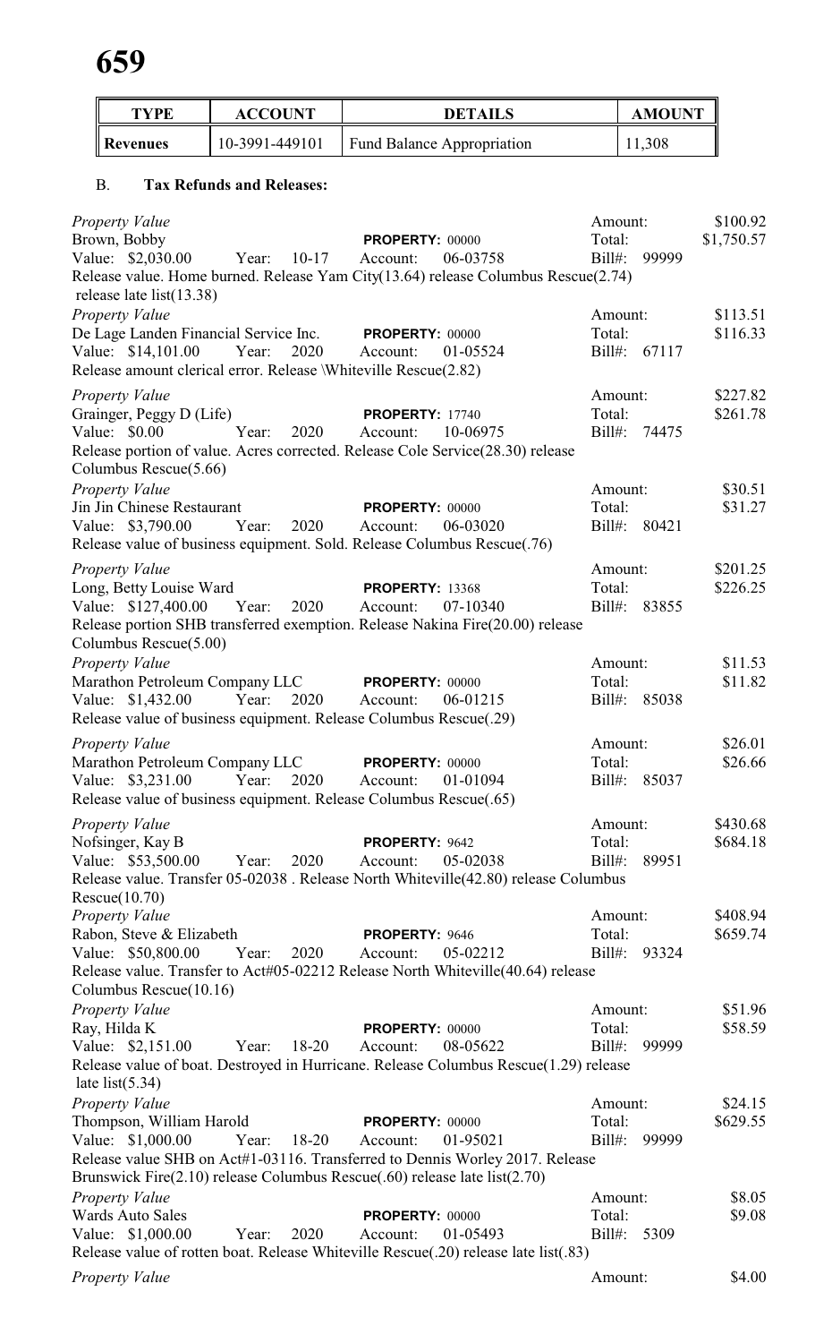| TYPE | ACCOUNT | DETAILS | AMOUNT |
|---|---|---|---|
| Revenues | 10-3991-449101 | Fund Balance Appropriation | 11,308 |

B. **Tax Refunds and Releases:**

*Property Value*
Brown, Bobby — **PROPERTY:** 00000 — Amount: $100.92
Value: $2,030.00 Year: 10-17 Account: 06-03758 — Total: $1,750.57 — Bill#: 99999
Release value. Home burned. Release Yam City(13.64) release Columbus Rescue(2.74) release late list(13.38)

*Property Value*
De Lage Landen Financial Service Inc. — **PROPERTY:** 00000 — Amount: $113.51
Value: $14,101.00 Year: 2020 Account: 01-05524 — Total: $116.33 — Bill#: 67117
Release amount clerical error. Release \Whiteville Rescue(2.82)

*Property Value*
Grainger, Peggy D (Life) — **PROPERTY:** 17740 — Amount: $227.82
Value: $0.00 Year: 2020 Account: 10-06975 — Total: $261.78 — Bill#: 74475
Release portion of value. Acres corrected. Release Cole Service(28.30) release Columbus Rescue(5.66)

*Property Value*
Jin Jin Chinese Restaurant — **PROPERTY:** 00000 — Amount: $30.51
Value: $3,790.00 Year: 2020 Account: 06-03020 — Total: $31.27 — Bill#: 80421
Release value of business equipment. Sold. Release Columbus Rescue(.76)

*Property Value*
Long, Betty Louise Ward — **PROPERTY:** 13368 — Amount: $201.25
Value: $127,400.00 Year: 2020 Account: 07-10340 — Total: $226.25 — Bill#: 83855
Release portion SHB transferred exemption. Release Nakina Fire(20.00) release Columbus Rescue(5.00)

*Property Value*
Marathon Petroleum Company LLC — **PROPERTY:** 00000 — Amount: $11.53
Value: $1,432.00 Year: 2020 Account: 06-01215 — Total: $11.82 — Bill#: 85038
Release value of business equipment. Release Columbus Rescue(.29)

*Property Value*
Marathon Petroleum Company LLC — **PROPERTY:** 00000 — Amount: $26.01
Value: $3,231.00 Year: 2020 Account: 01-01094 — Total: $26.66 — Bill#: 85037
Release value of business equipment. Release Columbus Rescue(.65)

*Property Value*
Nofsinger, Kay B — **PROPERTY:** 9642 — Amount: $430.68
Value: $53,500.00 Year: 2020 Account: 05-02038 — Total: $684.18 — Bill#: 89951
Release value. Transfer 05-02038 . Release North Whiteville(42.80) release Columbus Rescue(10.70)

*Property Value*
Rabon, Steve & Elizabeth — **PROPERTY:** 9646 — Amount: $408.94
Value: $50,800.00 Year: 2020 Account: 05-02212 — Total: $659.74 — Bill#: 93324
Release value. Transfer to Act#05-02212 Release North Whiteville(40.64) release Columbus Rescue(10.16)

*Property Value*
Ray, Hilda K — **PROPERTY:** 00000 — Amount: $51.96
Value: $2,151.00 Year: 18-20 Account: 08-05622 — Total: $58.59 — Bill#: 99999
Release value of boat. Destroyed in Hurricane. Release Columbus Rescue(1.29) release late list(5.34)

*Property Value*
Thompson, William Harold — **PROPERTY:** 00000 — Amount: $24.15
Value: $1,000.00 Year: 18-20 Account: 01-95021 — Total: $629.55 — Bill#: 99999
Release value SHB on Act#1-03116. Transferred to Dennis Worley 2017. Release Brunswick Fire(2.10) release Columbus Rescue(.60) release late list(2.70)

*Property Value*
Wards Auto Sales — **PROPERTY:** 00000 — Amount: $8.05
Value: $1,000.00 Year: 2020 Account: 01-05493 — Total: $9.08 — Bill#: 5309
Release value of rotten boat. Release Whiteville Rescue(.20) release late list(.83)

*Property Value* — Amount: $4.00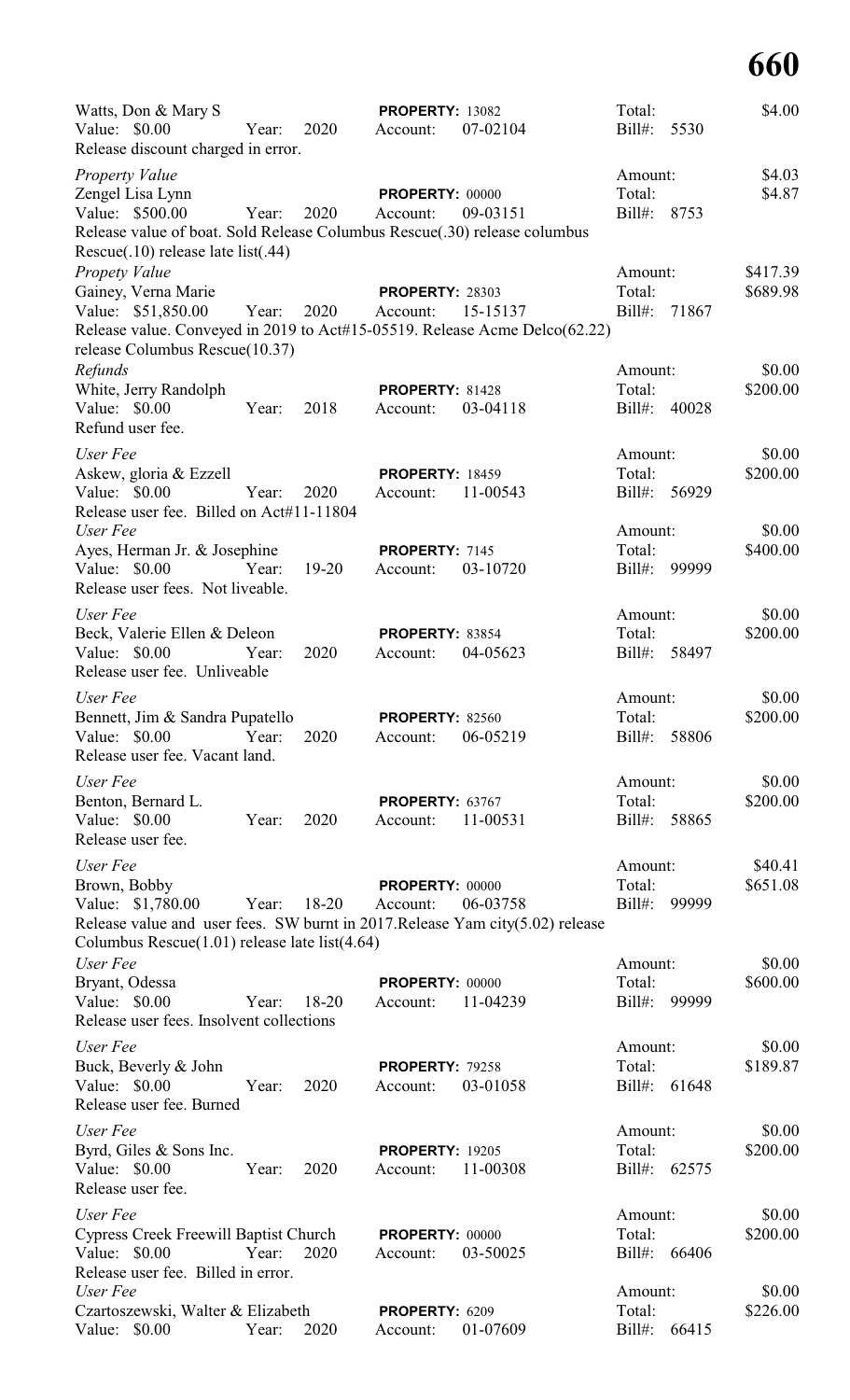Watts, Don & Mary S	**PROPERTY:** 13082	Total: $4.00
Value: $0.00	Year: 2020	Account: 07-02104	Bill#: 5530
Release discount charged in error.

*Property Value*	Amount: $4.03
Zengel Lisa Lynn	**PROPERTY:** 00000	Total: $4.87
Value: $500.00	Year: 2020	Account: 09-03151	Bill#: 8753
Release value of boat. Sold Release Columbus Rescue(.30) release columbus Rescue(.10) release late list(.44)

*Propety Value*	Amount: $417.39
Gainey, Verna Marie	**PROPERTY:** 28303	Total: $689.98
Value: $51,850.00	Year: 2020	Account: 15-15137	Bill#: 71867
Release value. Conveyed in 2019 to Act#15-05519. Release Acme Delco(62.22) release Columbus Rescue(10.37)

*Refunds*	Amount: $0.00
White, Jerry Randolph	**PROPERTY:** 81428	Total: $200.00
Value: $0.00	Year: 2018	Account: 03-04118	Bill#: 40028
Refund user fee.

*User Fee*	Amount: $0.00
Askew, gloria & Ezzell	**PROPERTY:** 18459	Total: $200.00
Value: $0.00	Year: 2020	Account: 11-00543	Bill#: 56929
Release user fee. Billed on Act#11-11804

*User Fee*	Amount: $0.00
Ayes, Herman Jr. & Josephine	**PROPERTY:** 7145	Total: $400.00
Value: $0.00	Year: 19-20	Account: 03-10720	Bill#: 99999
Release user fees. Not liveable.

*User Fee*	Amount: $0.00
Beck, Valerie Ellen & Deleon	**PROPERTY:** 83854	Total: $200.00
Value: $0.00	Year: 2020	Account: 04-05623	Bill#: 58497
Release user fee. Unliveable

*User Fee*	Amount: $0.00
Bennett, Jim & Sandra Pupatello	**PROPERTY:** 82560	Total: $200.00
Value: $0.00	Year: 2020	Account: 06-05219	Bill#: 58806
Release user fee. Vacant land.

*User Fee*	Amount: $0.00
Benton, Bernard L.	**PROPERTY:** 63767	Total: $200.00
Value: $0.00	Year: 2020	Account: 11-00531	Bill#: 58865
Release user fee.

*User Fee*	Amount: $40.41
Brown, Bobby	**PROPERTY:** 00000	Total: $651.08
Value: $1,780.00	Year: 18-20	Account: 06-03758	Bill#: 99999
Release value and user fees. SW burnt in 2017.Release Yam city(5.02) release Columbus Rescue(1.01) release late list(4.64)

*User Fee*	Amount: $0.00
Bryant, Odessa	**PROPERTY:** 00000	Total: $600.00
Value: $0.00	Year: 18-20	Account: 11-04239	Bill#: 99999
Release user fees. Insolvent collections

*User Fee*	Amount: $0.00
Buck, Beverly & John	**PROPERTY:** 79258	Total: $189.87
Value: $0.00	Year: 2020	Account: 03-01058	Bill#: 61648
Release user fee. Burned

*User Fee*	Amount: $0.00
Byrd, Giles & Sons Inc.	**PROPERTY:** 19205	Total: $200.00
Value: $0.00	Year: 2020	Account: 11-00308	Bill#: 62575
Release user fee.

*User Fee*	Amount: $0.00
Cypress Creek Freewill Baptist Church	**PROPERTY:** 00000	Total: $200.00
Value: $0.00	Year: 2020	Account: 03-50025	Bill#: 66406
Release user fee. Billed in error.

*User Fee*	Amount: $0.00
Czartoszewski, Walter & Elizabeth	**PROPERTY:** 6209	Total: $226.00
Value: $0.00	Year: 2020	Account: 01-07609	Bill#: 66415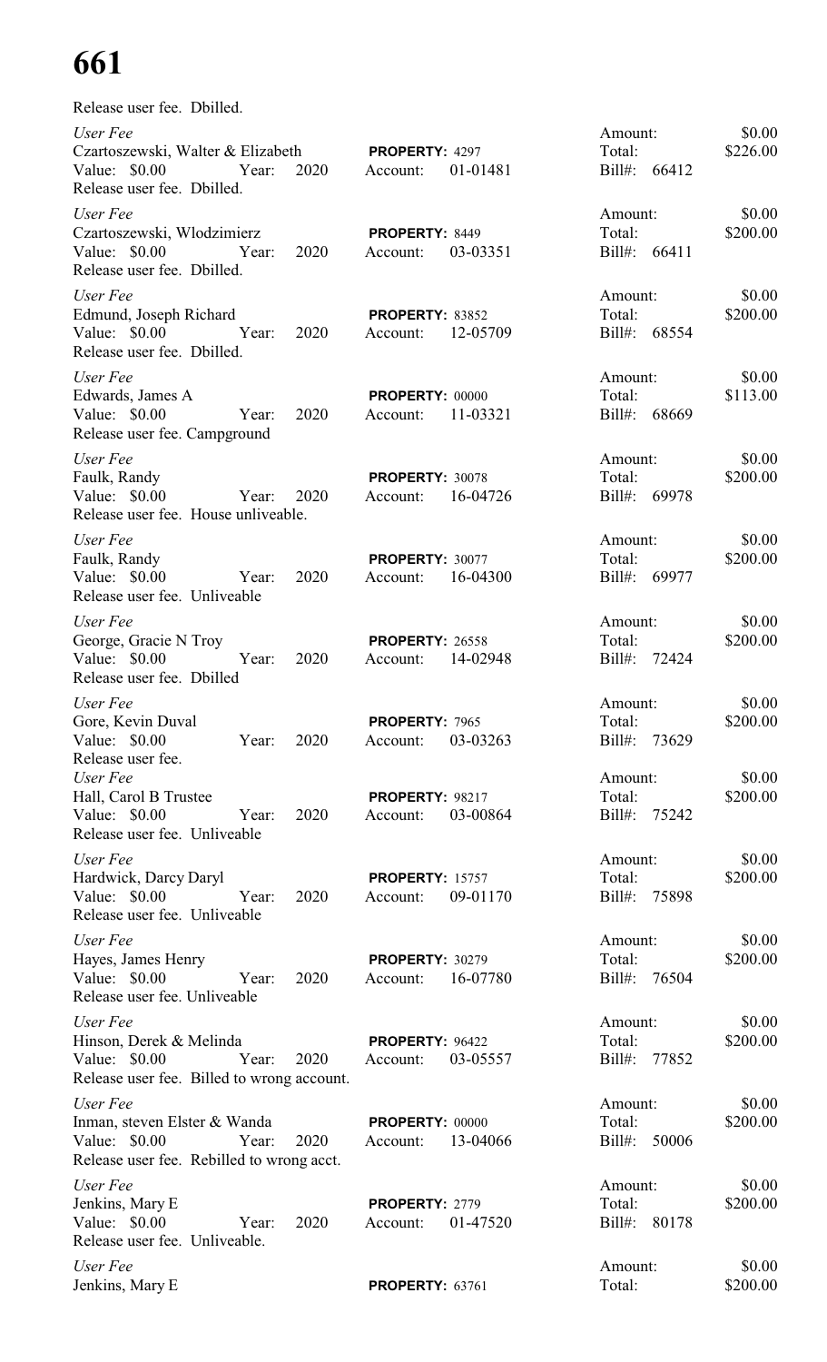# 661

Release user fee. Dbilled.

*User Fee*
Czartoszewski, Walter & Elizabeth — **PROPERTY:** 4297
Value: $0.00 Year: 2020 Account: 01-01481
Amount: $0.00 Total: $226.00 Bill#: 66412
Release user fee. Dbilled.

*User Fee*
Czartoszewski, Wlodzimierz — **PROPERTY:** 8449
Value: $0.00 Year: 2020 Account: 03-03351
Amount: $0.00 Total: $200.00 Bill#: 66411
Release user fee. Dbilled.

*User Fee*
Edmund, Joseph Richard — **PROPERTY:** 83852
Value: $0.00 Year: 2020 Account: 12-05709
Amount: $0.00 Total: $200.00 Bill#: 68554
Release user fee. Dbilled.

*User Fee*
Edwards, James A — **PROPERTY:** 00000
Value: $0.00 Year: 2020 Account: 11-03321
Amount: $0.00 Total: $113.00 Bill#: 68669
Release user fee. Campground

*User Fee*
Faulk, Randy — **PROPERTY:** 30078
Value: $0.00 Year: 2020 Account: 16-04726
Amount: $0.00 Total: $200.00 Bill#: 69978
Release user fee. House unliveable.

*User Fee*
Faulk, Randy — **PROPERTY:** 30077
Value: $0.00 Year: 2020 Account: 16-04300
Amount: $0.00 Total: $200.00 Bill#: 69977
Release user fee. Unliveable

*User Fee*
George, Gracie N Troy — **PROPERTY:** 26558
Value: $0.00 Year: 2020 Account: 14-02948
Amount: $0.00 Total: $200.00 Bill#: 72424
Release user fee. Dbilled

*User Fee*
Gore, Kevin Duval — **PROPERTY:** 7965
Value: $0.00 Year: 2020 Account: 03-03263
Amount: $0.00 Total: $200.00 Bill#: 73629
Release user fee.

*User Fee*
Hall, Carol B Trustee — **PROPERTY:** 98217
Value: $0.00 Year: 2020 Account: 03-00864
Amount: $0.00 Total: $200.00 Bill#: 75242
Release user fee. Unliveable

*User Fee*
Hardwick, Darcy Daryl — **PROPERTY:** 15757
Value: $0.00 Year: 2020 Account: 09-01170
Amount: $0.00 Total: $200.00 Bill#: 75898
Release user fee. Unliveable

*User Fee*
Hayes, James Henry — **PROPERTY:** 30279
Value: $0.00 Year: 2020 Account: 16-07780
Amount: $0.00 Total: $200.00 Bill#: 76504
Release user fee. Unliveable

*User Fee*
Hinson, Derek & Melinda — **PROPERTY:** 96422
Value: $0.00 Year: 2020 Account: 03-05557
Amount: $0.00 Total: $200.00 Bill#: 77852
Release user fee. Billed to wrong account.

*User Fee*
Inman, steven Elster & Wanda — **PROPERTY:** 00000
Value: $0.00 Year: 2020 Account: 13-04066
Amount: $0.00 Total: $200.00 Bill#: 50006
Release user fee. Rebilled to wrong acct.

*User Fee*
Jenkins, Mary E — **PROPERTY:** 2779
Value: $0.00 Year: 2020 Account: 01-47520
Amount: $0.00 Total: $200.00 Bill#: 80178
Release user fee. Unliveable.

*User Fee*
Jenkins, Mary E — **PROPERTY:** 63761
Amount: $0.00 Total: $200.00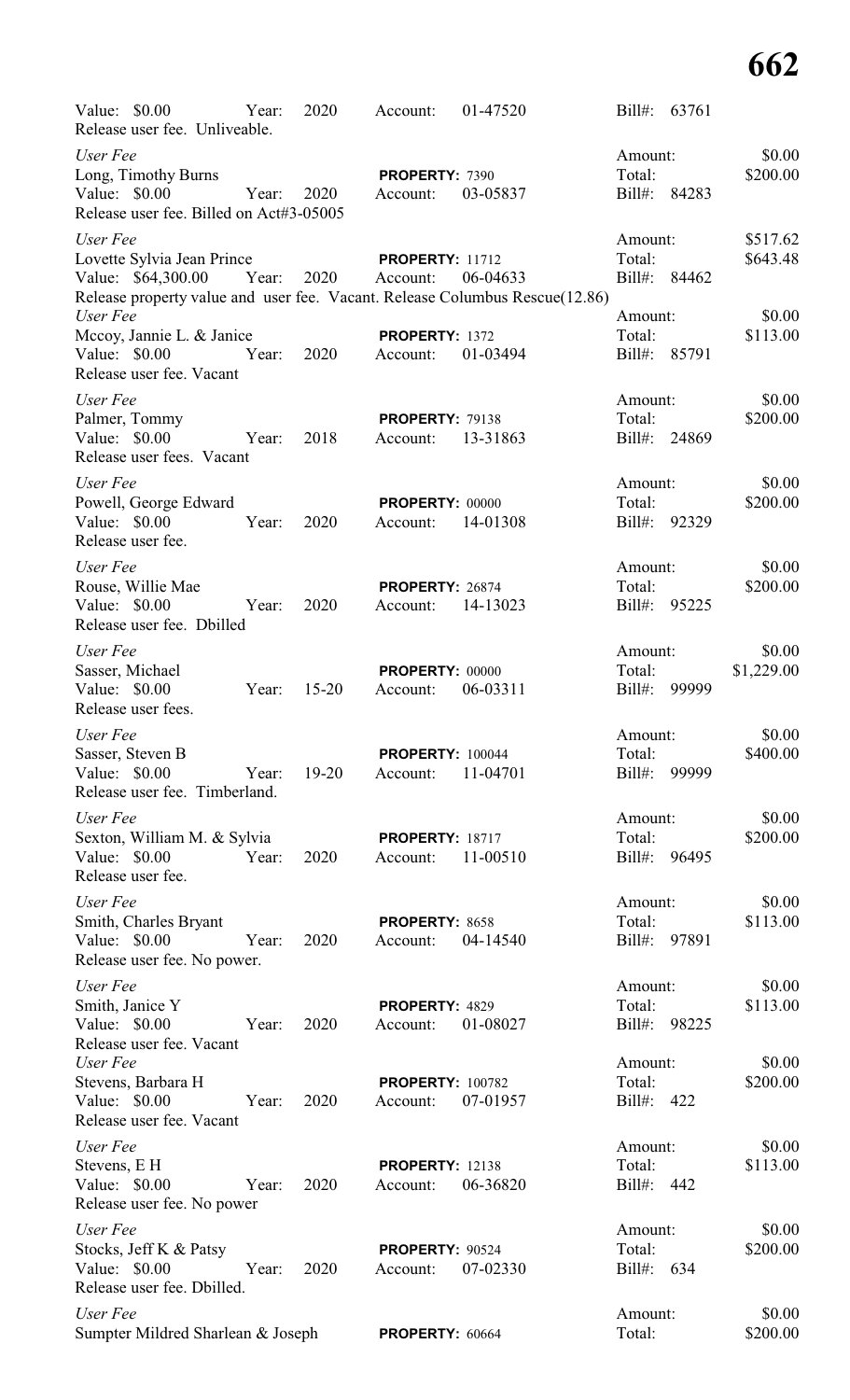Value: $0.00 Year: 2020 Account: 01-47520 Bill#: 63761
Release user fee. Unliveable.

*User Fee* Amount: $0.00
Long, Timothy Burns **PROPERTY:** 7390 Total: $200.00
Value: $0.00 Year: 2020 Account: 03-05837 Bill#: 84283
Release user fee. Billed on Act#3-05005

*User Fee* Amount: $517.62
Lovette Sylvia Jean Prince **PROPERTY:** 11712 Total: $643.48
Value: $64,300.00 Year: 2020 Account: 06-04633 Bill#: 84462
Release property value and user fee. Vacant. Release Columbus Rescue(12.86)

*User Fee* Amount: $0.00
Mccoy, Jannie L. & Janice **PROPERTY:** 1372 Total: $113.00
Value: $0.00 Year: 2020 Account: 01-03494 Bill#: 85791
Release user fee. Vacant

*User Fee* Amount: $0.00
Palmer, Tommy **PROPERTY:** 79138 Total: $200.00
Value: $0.00 Year: 2018 Account: 13-31863 Bill#: 24869
Release user fees. Vacant

*User Fee* Amount: $0.00
Powell, George Edward **PROPERTY:** 00000 Total: $200.00
Value: $0.00 Year: 2020 Account: 14-01308 Bill#: 92329
Release user fee.

*User Fee* Amount: $0.00
Rouse, Willie Mae **PROPERTY:** 26874 Total: $200.00
Value: $0.00 Year: 2020 Account: 14-13023 Bill#: 95225
Release user fee. Dbilled

*User Fee* Amount: $0.00
Sasser, Michael **PROPERTY:** 00000 Total: $1,229.00
Value: $0.00 Year: 15-20 Account: 06-03311 Bill#: 99999
Release user fees.

*User Fee* Amount: $0.00
Sasser, Steven B **PROPERTY:** 100044 Total: $400.00
Value: $0.00 Year: 19-20 Account: 11-04701 Bill#: 99999
Release user fee. Timberland.

*User Fee* Amount: $0.00
Sexton, William M. & Sylvia **PROPERTY:** 18717 Total: $200.00
Value: $0.00 Year: 2020 Account: 11-00510 Bill#: 96495
Release user fee.

*User Fee* Amount: $0.00
Smith, Charles Bryant **PROPERTY:** 8658 Total: $113.00
Value: $0.00 Year: 2020 Account: 04-14540 Bill#: 97891
Release user fee. No power.

*User Fee* Amount: $0.00
Smith, Janice Y **PROPERTY:** 4829 Total: $113.00
Value: $0.00 Year: 2020 Account: 01-08027 Bill#: 98225
Release user fee. Vacant

*User Fee* Amount: $0.00
Stevens, Barbara H **PROPERTY:** 100782 Total: $200.00
Value: $0.00 Year: 2020 Account: 07-01957 Bill#: 422
Release user fee. Vacant

*User Fee* Amount: $0.00
Stevens, E H **PROPERTY:** 12138 Total: $113.00
Value: $0.00 Year: 2020 Account: 06-36820 Bill#: 442
Release user fee. No power

*User Fee* Amount: $0.00
Stocks, Jeff K & Patsy **PROPERTY:** 90524 Total: $200.00
Value: $0.00 Year: 2020 Account: 07-02330 Bill#: 634
Release user fee. Dbilled.

*User Fee* Amount: $0.00
Sumpter Mildred Sharlean & Joseph **PROPERTY:** 60664 Total: $200.00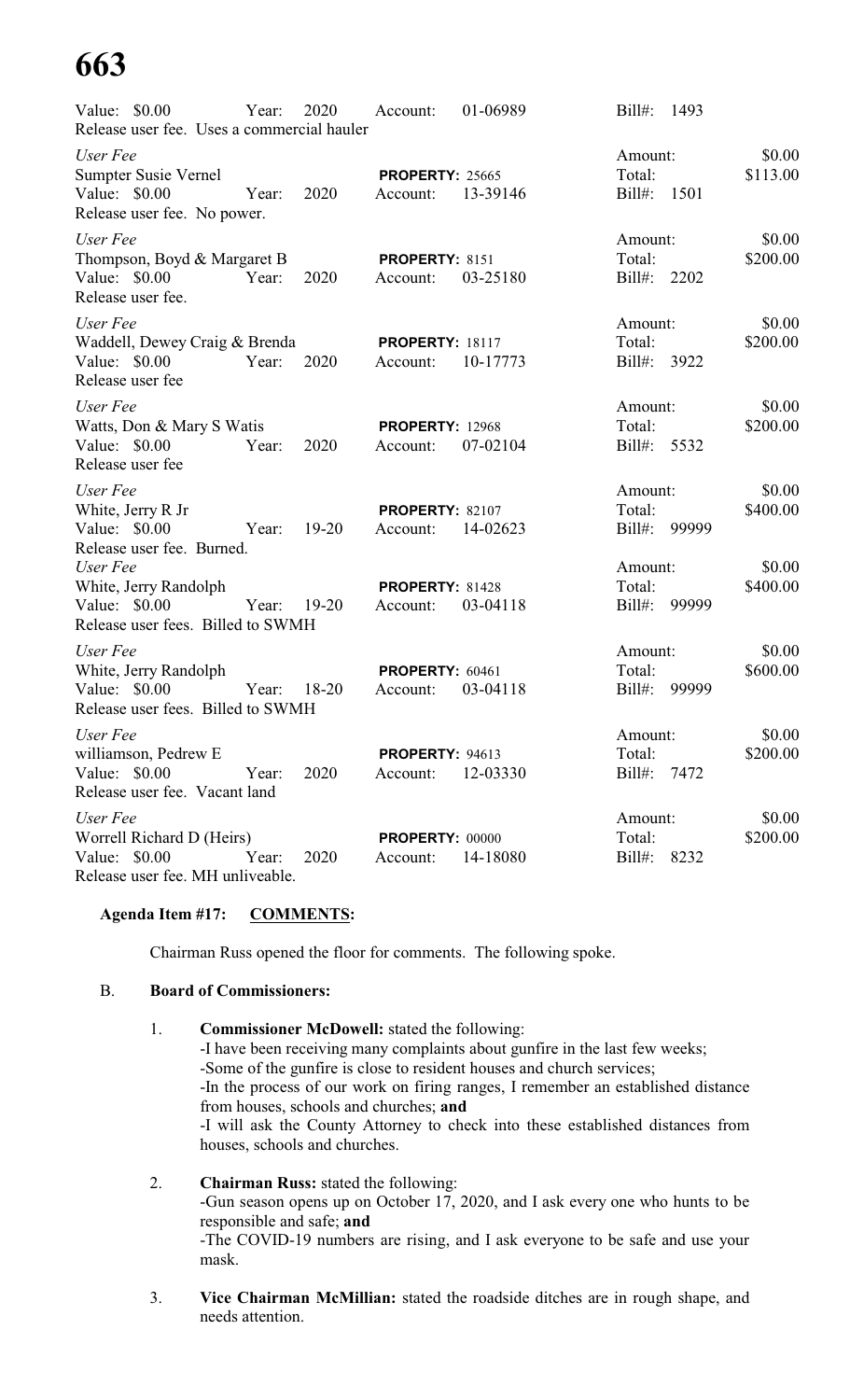Value: $0.00 Year: 2020 Account: 01-06989 Bill#: 1493
Release user fee. Uses a commercial hauler

*User Fee* Amount: $0.00
Sumpter Susie Vernel **PROPERTY:** 25665 Total: $113.00
Value: $0.00 Year: 2020 Account: 13-39146 Bill#: 1501
Release user fee. No power.

*User Fee* Amount: $0.00
Thompson, Boyd & Margaret B **PROPERTY:** 8151 Total: $200.00
Value: $0.00 Year: 2020 Account: 03-25180 Bill#: 2202
Release user fee.

*User Fee* Amount: $0.00
Waddell, Dewey Craig & Brenda **PROPERTY:** 18117 Total: $200.00
Value: $0.00 Year: 2020 Account: 10-17773 Bill#: 3922
Release user fee

*User Fee* Amount: $0.00
Watts, Don & Mary S Watis **PROPERTY:** 12968 Total: $200.00
Value: $0.00 Year: 2020 Account: 07-02104 Bill#: 5532
Release user fee

*User Fee* Amount: $0.00
White, Jerry R Jr **PROPERTY:** 82107 Total: $400.00
Value: $0.00 Year: 19-20 Account: 14-02623 Bill#: 99999
Release user fee. Burned.

*User Fee* Amount: $0.00
White, Jerry Randolph **PROPERTY:** 81428 Total: $400.00
Value: $0.00 Year: 19-20 Account: 03-04118 Bill#: 99999
Release user fees. Billed to SWMH

*User Fee* Amount: $0.00
White, Jerry Randolph **PROPERTY:** 60461 Total: $600.00
Value: $0.00 Year: 18-20 Account: 03-04118 Bill#: 99999
Release user fees. Billed to SWMH

*User Fee* Amount: $0.00
williamson, Pedrew E **PROPERTY:** 94613 Total: $200.00
Value: $0.00 Year: 2020 Account: 12-03330 Bill#: 7472
Release user fee. Vacant land

*User Fee* Amount: $0.00
Worrell Richard D (Heirs) **PROPERTY:** 00000 Total: $200.00
Value: $0.00 Year: 2020 Account: 14-18080 Bill#: 8232
Release user fee. MH unliveable.

**Agenda Item #17: COMMENTS:**

Chairman Russ opened the floor for comments. The following spoke.

B. **Board of Commissioners:**

1. **Commissioner McDowell:** stated the following:
   - I have been receiving many complaints about gunfire in the last few weeks;
   - Some of the gunfire is close to resident houses and church services;
   - In the process of our work on firing ranges, I remember an established distance from houses, schools and churches; **and**
   - I will ask the County Attorney to check into these established distances from houses, schools and churches.

2. **Chairman Russ:** stated the following:
   - Gun season opens up on October 17, 2020, and I ask every one who hunts to be responsible and safe; **and**
   - The COVID-19 numbers are rising, and I ask everyone to be safe and use your mask.

3. **Vice Chairman McMillian:** stated the roadside ditches are in rough shape, and needs attention.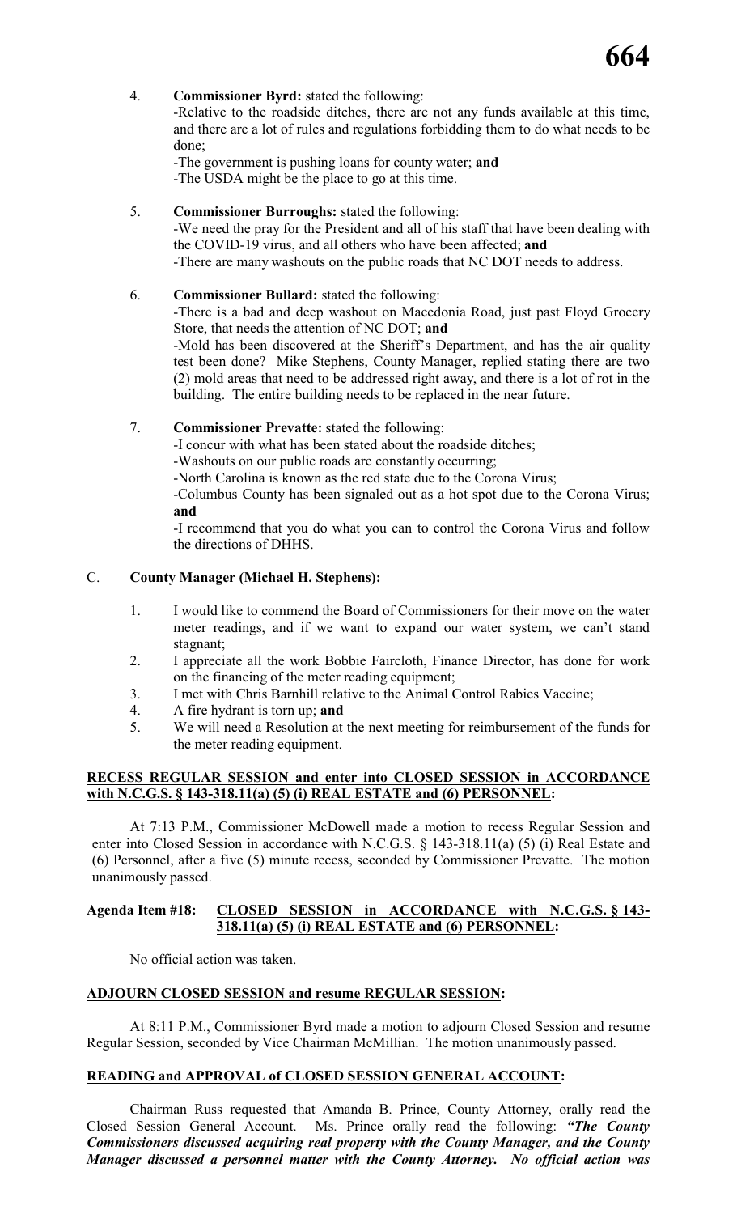4. **Commissioner Byrd:** stated the following:

   -Relative to the roadside ditches, there are not any funds available at this time, and there are a lot of rules and regulations forbidding them to do what needs to be done;

   -The government is pushing loans for county water; **and**

   -The USDA might be the place to go at this time.

5. **Commissioner Burroughs:** stated the following:

   -We need the pray for the President and all of his staff that have been dealing with the COVID-19 virus, and all others who have been affected; **and**

   -There are many washouts on the public roads that NC DOT needs to address.

6. **Commissioner Bullard:** stated the following:

   -There is a bad and deep washout on Macedonia Road, just past Floyd Grocery Store, that needs the attention of NC DOT; **and**

   -Mold has been discovered at the Sheriff's Department, and has the air quality test been done? Mike Stephens, County Manager, replied stating there are two (2) mold areas that need to be addressed right away, and there is a lot of rot in the building. The entire building needs to be replaced in the near future.

7. **Commissioner Prevatte:** stated the following:

   -I concur with what has been stated about the roadside ditches;

   -Washouts on our public roads are constantly occurring;

   -North Carolina is known as the red state due to the Corona Virus;

   -Columbus County has been signaled out as a hot spot due to the Corona Virus; **and**

   -I recommend that you do what you can to control the Corona Virus and follow the directions of DHHS.

C. **County Manager (Michael H. Stephens):**

1. I would like to commend the Board of Commissioners for their move on the water meter readings, and if we want to expand our water system, we can't stand stagnant;
2. I appreciate all the work Bobbie Faircloth, Finance Director, has done for work on the financing of the meter reading equipment;
3. I met with Chris Barnhill relative to the Animal Control Rabies Vaccine;
4. A fire hydrant is torn up; **and**
5. We will need a Resolution at the next meeting for reimbursement of the funds for the meter reading equipment.

**RECESS REGULAR SESSION and enter into CLOSED SESSION in ACCORDANCE with N.C.G.S. § 143-318.11(a) (5) (i) REAL ESTATE and (6) PERSONNEL:**

At 7:13 P.M., Commissioner McDowell made a motion to recess Regular Session and enter into Closed Session in accordance with N.C.G.S. § 143-318.11(a) (5) (i) Real Estate and (6) Personnel, after a five (5) minute recess, seconded by Commissioner Prevatte. The motion unanimously passed.

**Agenda Item #18: CLOSED SESSION in ACCORDANCE with N.C.G.S. § 143-318.11(a) (5) (i) REAL ESTATE and (6) PERSONNEL:**

No official action was taken.

**ADJOURN CLOSED SESSION and resume REGULAR SESSION:**

At 8:11 P.M., Commissioner Byrd made a motion to adjourn Closed Session and resume Regular Session, seconded by Vice Chairman McMillian. The motion unanimously passed.

**READING and APPROVAL of CLOSED SESSION GENERAL ACCOUNT:**

Chairman Russ requested that Amanda B. Prince, County Attorney, orally read the Closed Session General Account. Ms. Prince orally read the following: ***"The County Commissioners discussed acquiring real property with the County Manager, and the County Manager discussed a personnel matter with the County Attorney. No official action was***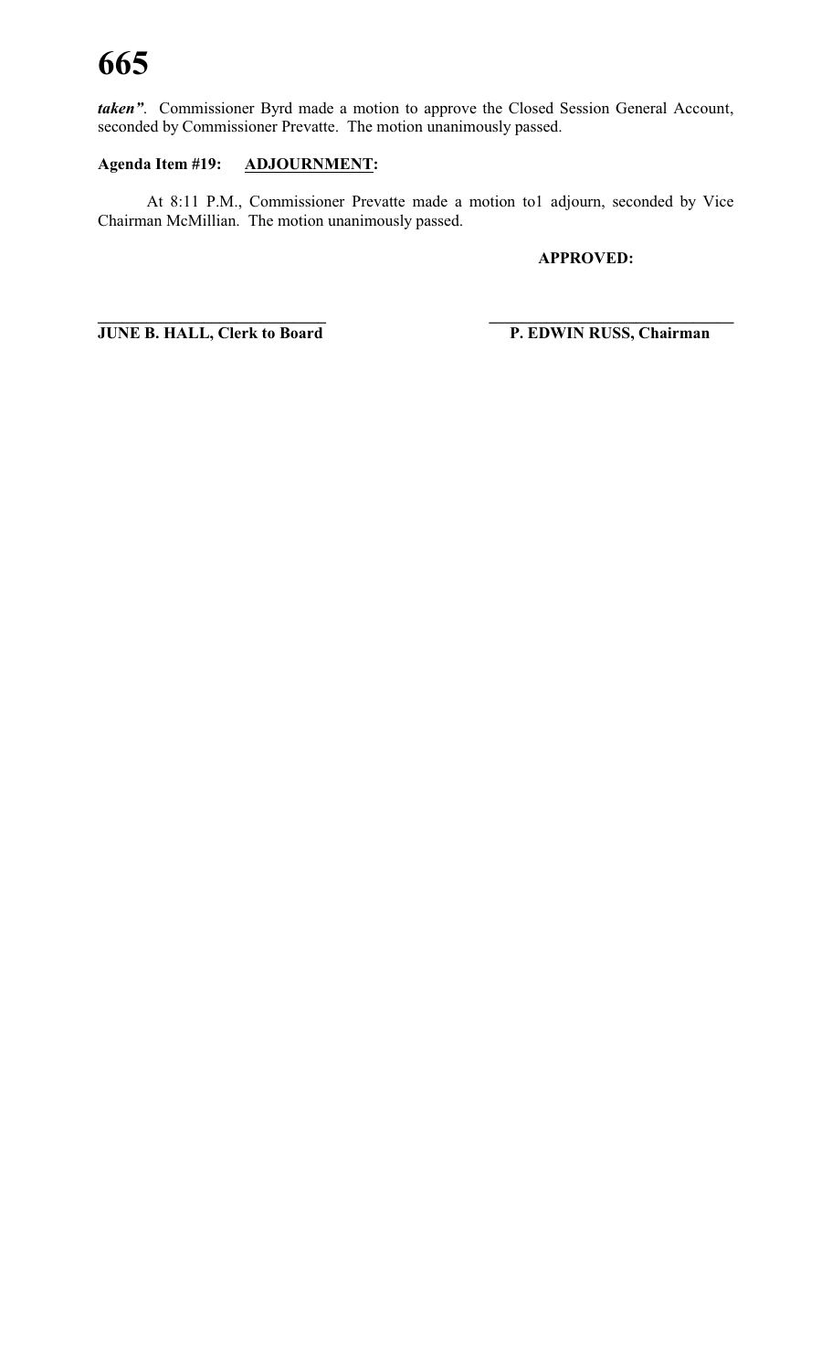***taken"***. Commissioner Byrd made a motion to approve the Closed Session General Account, seconded by Commissioner Prevatte. The motion unanimously passed.

**Agenda Item #19: <u>ADJOURNMENT</u>:**

At 8:11 P.M., Commissioner Prevatte made a motion to1 adjourn, seconded by Vice Chairman McMillian. The motion unanimously passed.

**APPROVED:**

**\_\_\_\_\_\_\_\_\_\_\_\_\_\_\_\_\_\_\_\_\_\_\_\_\_\_\_\_\_\_**
**JUNE B. HALL, Clerk to Board**

**\_\_\_\_\_\_\_\_\_\_\_\_\_\_\_\_\_\_\_\_\_\_\_\_\_\_\_\_\_\_**
**P. EDWIN RUSS, Chairman**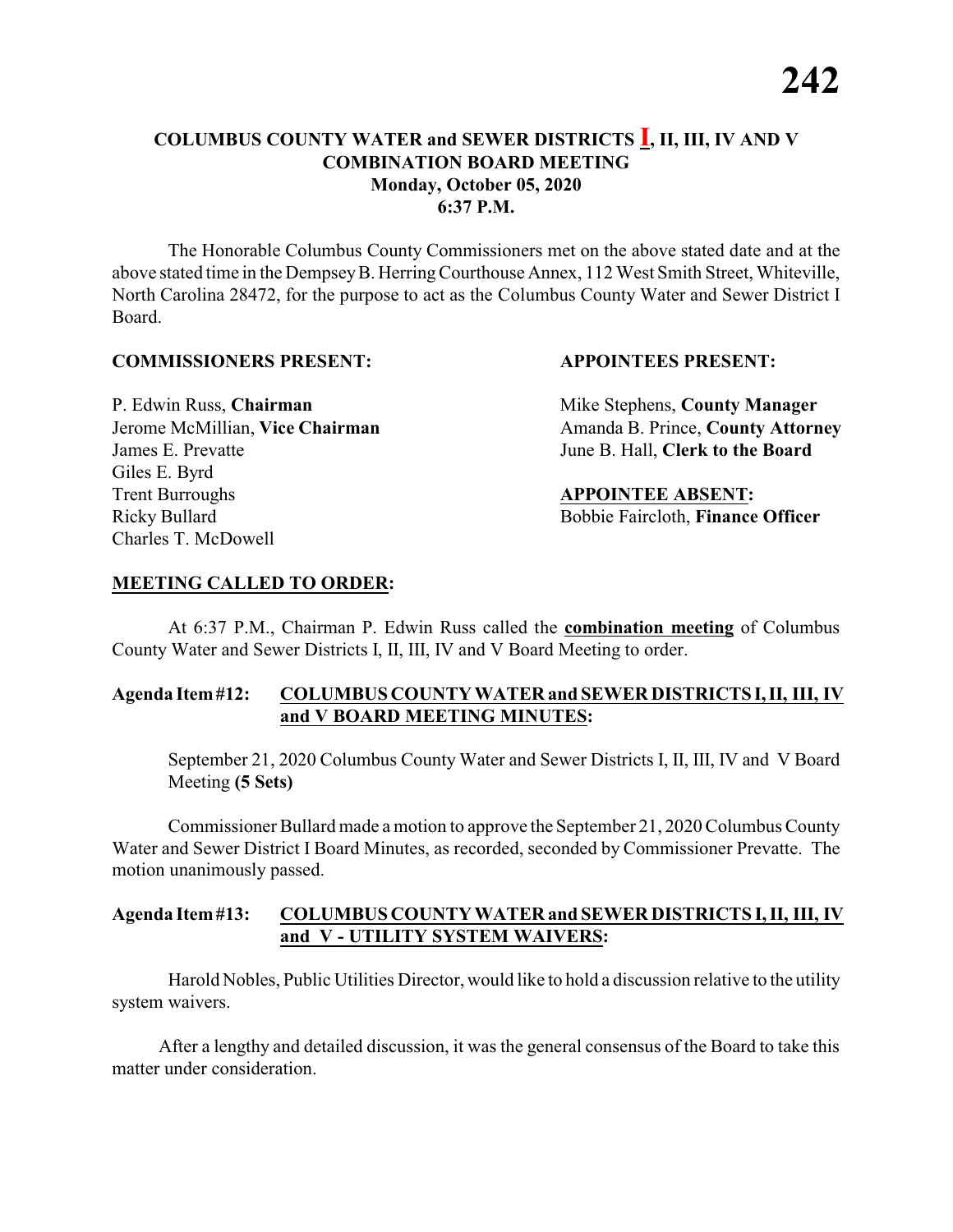**COLUMBUS COUNTY WATER and SEWER DISTRICTS I, II, III, IV AND V**
**COMBINATION BOARD MEETING**
**Monday, October 05, 2020**
**6:37 P.M.**

The Honorable Columbus County Commissioners met on the above stated date and at the above stated time in the Dempsey B. Herring Courthouse Annex, 112 West Smith Street, Whiteville, North Carolina 28472, for the purpose to act as the Columbus County Water and Sewer District I Board.

**COMMISSIONERS PRESENT:**

P. Edwin Russ, **Chairman**
Jerome McMillian, **Vice Chairman**
James E. Prevatte
Giles E. Byrd
Trent Burroughs
Ricky Bullard
Charles T. McDowell

**APPOINTEES PRESENT:**

Mike Stephens, **County Manager**
Amanda B. Prince, **County Attorney**
June B. Hall, **Clerk to the Board**

**APPOINTEE ABSENT:**

Bobbie Faircloth, **Finance Officer**

**MEETING CALLED TO ORDER:**

At 6:37 P.M., Chairman P. Edwin Russ called the **combination meeting** of Columbus County Water and Sewer Districts I, II, III, IV and V Board Meeting to order.

**Agenda Item #12: COLUMBUS COUNTY WATER and SEWER DISTRICTS I, II, III, IV and V BOARD MEETING MINUTES:**

September 21, 2020 Columbus County Water and Sewer Districts I, II, III, IV and V Board Meeting **(5 Sets)**

Commissioner Bullard made a motion to approve the September 21, 2020 Columbus County Water and Sewer District I Board Minutes, as recorded, seconded by Commissioner Prevatte. The motion unanimously passed.

**Agenda Item #13: COLUMBUS COUNTY WATER and SEWER DISTRICTS I, II, III, IV and V - UTILITY SYSTEM WAIVERS:**

Harold Nobles, Public Utilities Director, would like to hold a discussion relative to the utility system waivers.

After a lengthy and detailed discussion, it was the general consensus of the Board to take this matter under consideration.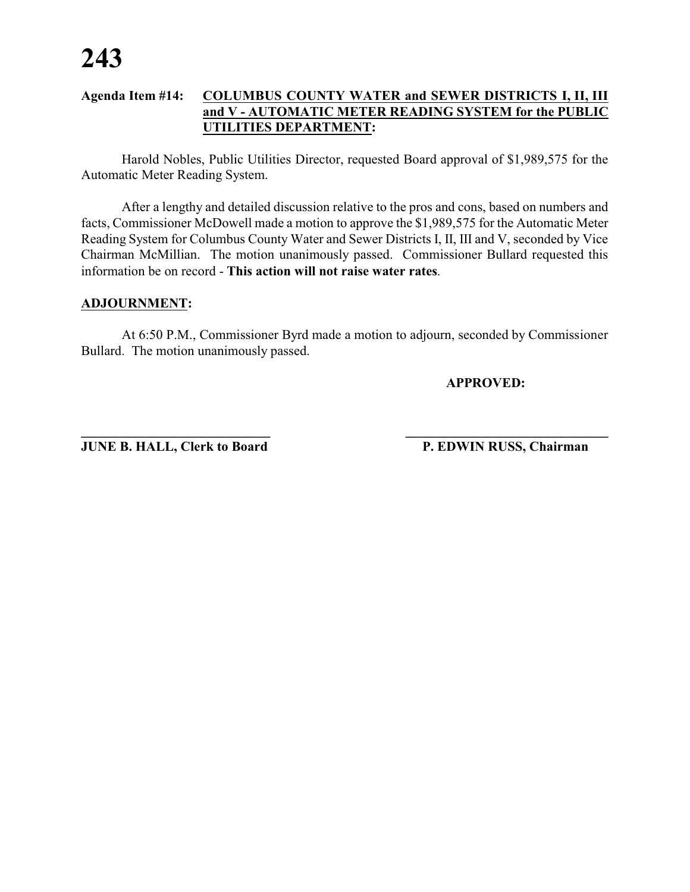**Agenda Item #14: <u>COLUMBUS COUNTY WATER and SEWER DISTRICTS I, II, III and V - AUTOMATIC METER READING SYSTEM for the PUBLIC UTILITIES DEPARTMENT</u>:**

Harold Nobles, Public Utilities Director, requested Board approval of $1,989,575 for the Automatic Meter Reading System.

After a lengthy and detailed discussion relative to the pros and cons, based on numbers and facts, Commissioner McDowell made a motion to approve the $1,989,575 for the Automatic Meter Reading System for Columbus County Water and Sewer Districts I, II, III and V, seconded by Vice Chairman McMillian. The motion unanimously passed. Commissioner Bullard requested this information be on record - **This action will not raise water rates**.

**<u>ADJOURNMENT</u>:**

At 6:50 P.M., Commissioner Byrd made a motion to adjourn, seconded by Commissioner Bullard. The motion unanimously passed.

**APPROVED:**

______________________________ ______________________________

**JUNE B. HALL, Clerk to Board** **P. EDWIN RUSS, Chairman**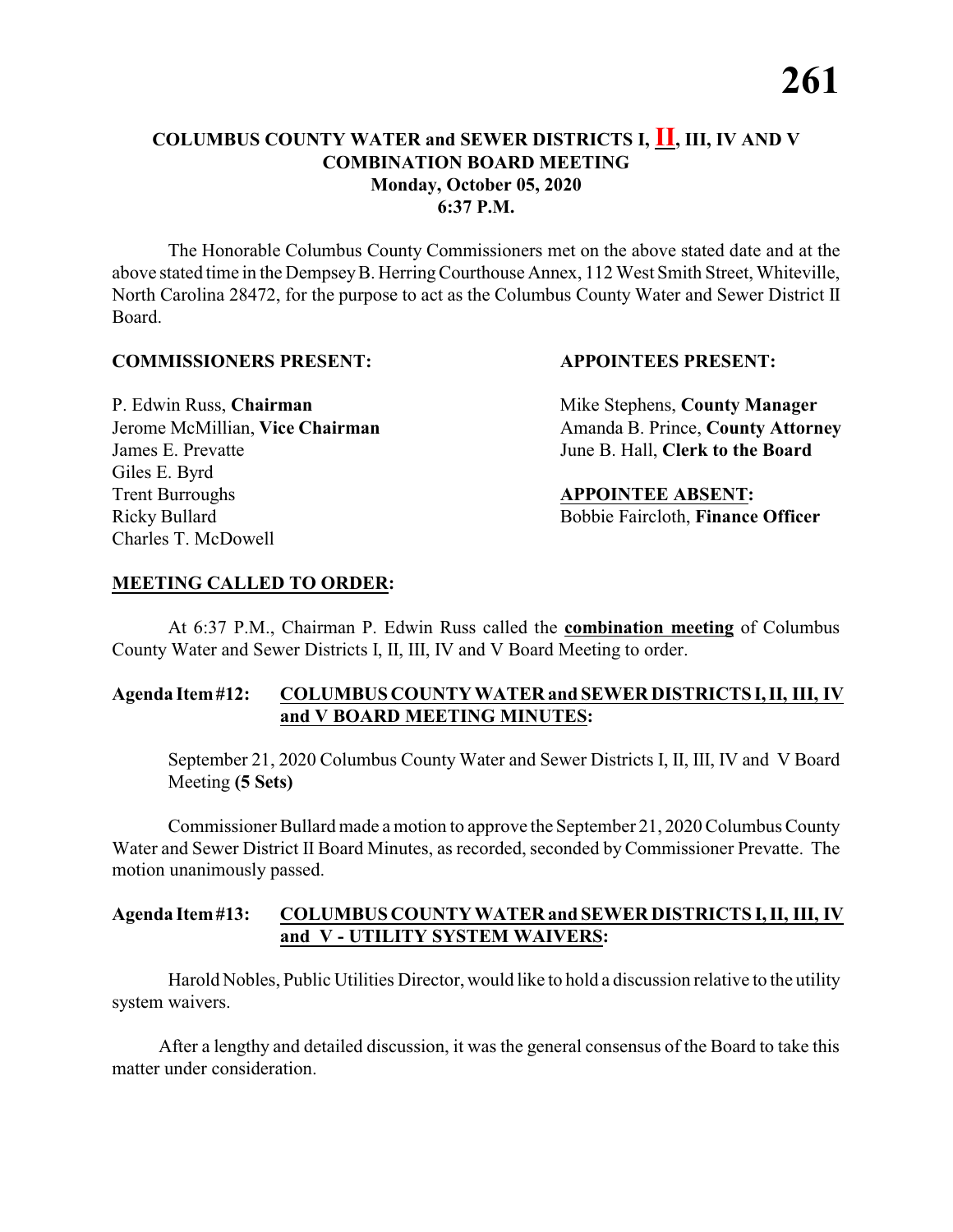# COLUMBUS COUNTY WATER and SEWER DISTRICTS I, **II**, III, IV AND V COMBINATION BOARD MEETING
## Monday, October 05, 2020
## 6:37 P.M.

The Honorable Columbus County Commissioners met on the above stated date and at the above stated time in the Dempsey B. Herring Courthouse Annex, 112 West Smith Street, Whiteville, North Carolina 28472, for the purpose to act as the Columbus County Water and Sewer District II Board.

**COMMISSIONERS PRESENT:**

P. Edwin Russ, **Chairman**
Jerome McMillian, **Vice Chairman**
James E. Prevatte
Giles E. Byrd
Trent Burroughs
Ricky Bullard
Charles T. McDowell

**APPOINTEES PRESENT:**

Mike Stephens, **County Manager**
Amanda B. Prince, **County Attorney**
June B. Hall, **Clerk to the Board**

**APPOINTEE ABSENT:**

Bobbie Faircloth, **Finance Officer**

**MEETING CALLED TO ORDER:**

At 6:37 P.M., Chairman P. Edwin Russ called the **combination meeting** of Columbus County Water and Sewer Districts I, II, III, IV and V Board Meeting to order.

**Agenda Item #12: COLUMBUS COUNTY WATER and SEWER DISTRICTS I, II, III, IV and V BOARD MEETING MINUTES:**

September 21, 2020 Columbus County Water and Sewer Districts I, II, III, IV and V Board Meeting **(5 Sets)**

Commissioner Bullard made a motion to approve the September 21, 2020 Columbus County Water and Sewer District II Board Minutes, as recorded, seconded by Commissioner Prevatte. The motion unanimously passed.

**Agenda Item #13: COLUMBUS COUNTY WATER and SEWER DISTRICTS I, II, III, IV and V - UTILITY SYSTEM WAIVERS:**

Harold Nobles, Public Utilities Director, would like to hold a discussion relative to the utility system waivers.

After a lengthy and detailed discussion, it was the general consensus of the Board to take this matter under consideration.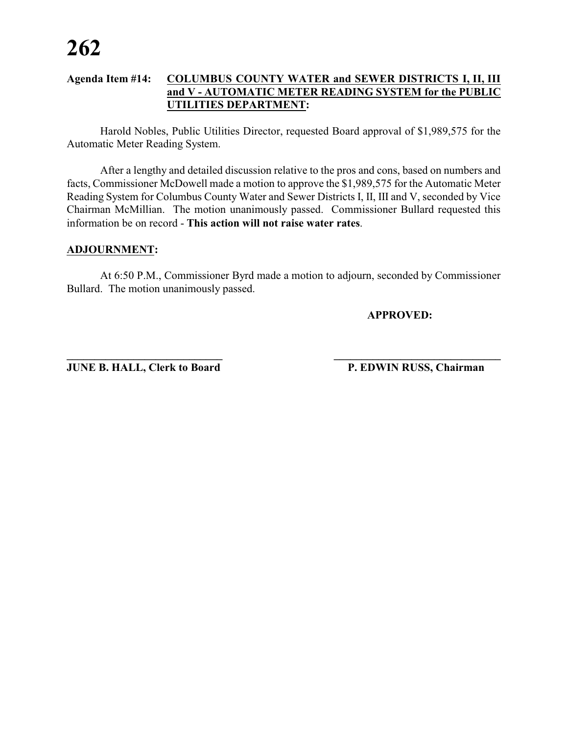**Agenda Item #14: <u>COLUMBUS COUNTY WATER and SEWER DISTRICTS I, II, III and V - AUTOMATIC METER READING SYSTEM for the PUBLIC UTILITIES DEPARTMENT</u>:**

Harold Nobles, Public Utilities Director, requested Board approval of $1,989,575 for the Automatic Meter Reading System.

After a lengthy and detailed discussion relative to the pros and cons, based on numbers and facts, Commissioner McDowell made a motion to approve the $1,989,575 for the Automatic Meter Reading System for Columbus County Water and Sewer Districts I, II, III and V, seconded by Vice Chairman McMillian. The motion unanimously passed. Commissioner Bullard requested this information be on record - **This action will not raise water rates**.

**<u>ADJOURNMENT</u>:**

At 6:50 P.M., Commissioner Byrd made a motion to adjourn, seconded by Commissioner Bullard. The motion unanimously passed.

**APPROVED:**

______________________________ ______________________________

**JUNE B. HALL, Clerk to Board** **P. EDWIN RUSS, Chairman**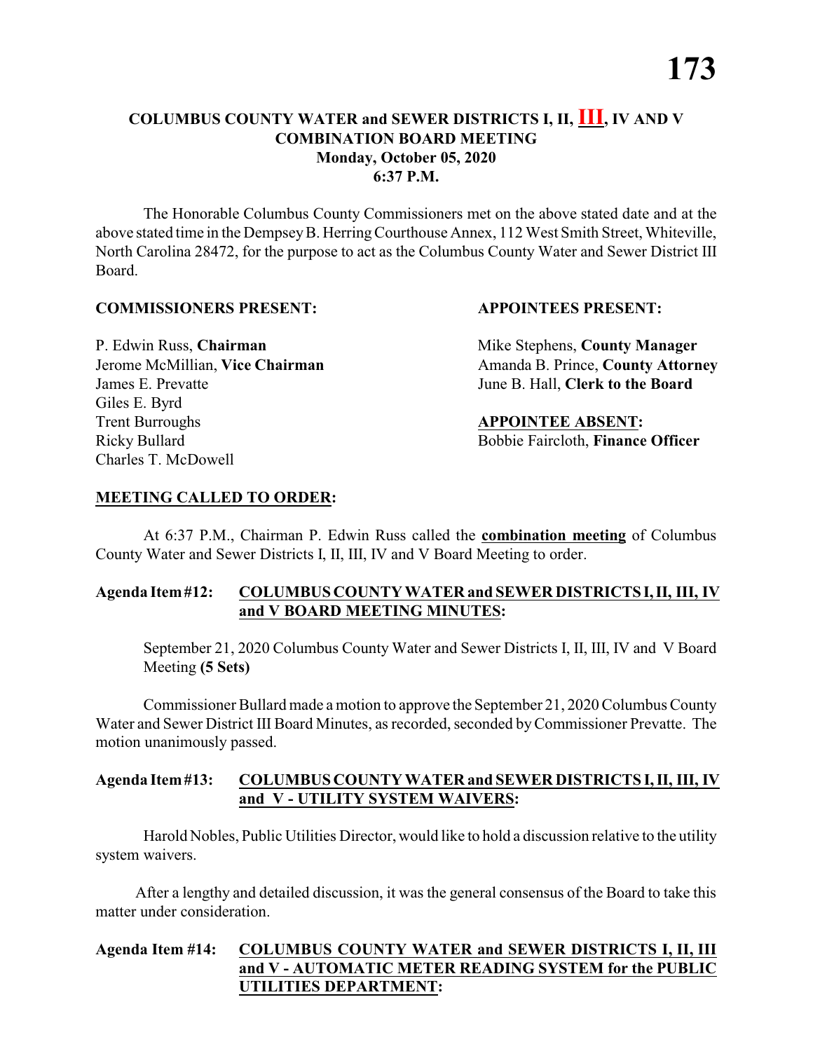# COLUMBUS COUNTY WATER and SEWER DISTRICTS I, II, III, IV AND V COMBINATION BOARD MEETING
## Monday, October 05, 2020
## 6:37 P.M.

The Honorable Columbus County Commissioners met on the above stated date and at the above stated time in the Dempsey B. Herring Courthouse Annex, 112 West Smith Street, Whiteville, North Carolina 28472, for the purpose to act as the Columbus County Water and Sewer District III Board.

**COMMISSIONERS PRESENT:**

P. Edwin Russ, **Chairman**
Jerome McMillian, **Vice Chairman**
James E. Prevatte
Giles E. Byrd
Trent Burroughs
Ricky Bullard
Charles T. McDowell

**APPOINTEES PRESENT:**

Mike Stephens, **County Manager**
Amanda B. Prince, **County Attorney**
June B. Hall, **Clerk to the Board**

**APPOINTEE ABSENT:**

Bobbie Faircloth, **Finance Officer**

**MEETING CALLED TO ORDER:**

At 6:37 P.M., Chairman P. Edwin Russ called the **combination meeting** of Columbus County Water and Sewer Districts I, II, III, IV and V Board Meeting to order.

**Agenda Item #12: COLUMBUS COUNTY WATER and SEWER DISTRICTS I, II, III, IV and V BOARD MEETING MINUTES:**

September 21, 2020 Columbus County Water and Sewer Districts I, II, III, IV and V Board Meeting **(5 Sets)**

Commissioner Bullard made a motion to approve the September 21, 2020 Columbus County Water and Sewer District III Board Minutes, as recorded, seconded by Commissioner Prevatte. The motion unanimously passed.

**Agenda Item #13: COLUMBUS COUNTY WATER and SEWER DISTRICTS I, II, III, IV and V - UTILITY SYSTEM WAIVERS:**

Harold Nobles, Public Utilities Director, would like to hold a discussion relative to the utility system waivers.

After a lengthy and detailed discussion, it was the general consensus of the Board to take this matter under consideration.

**Agenda Item #14: COLUMBUS COUNTY WATER and SEWER DISTRICTS I, II, III and V - AUTOMATIC METER READING SYSTEM for the PUBLIC UTILITIES DEPARTMENT:**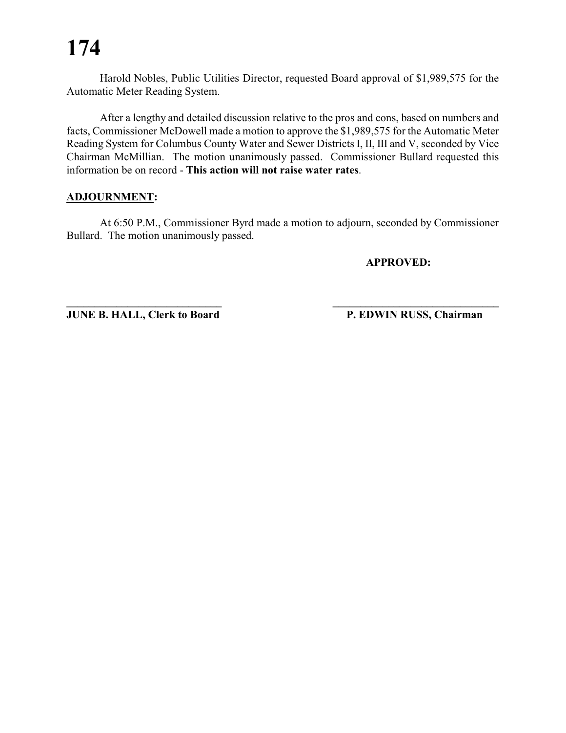Harold Nobles, Public Utilities Director, requested Board approval of $1,989,575 for the Automatic Meter Reading System.

After a lengthy and detailed discussion relative to the pros and cons, based on numbers and facts, Commissioner McDowell made a motion to approve the $1,989,575 for the Automatic Meter Reading System for Columbus County Water and Sewer Districts I, II, III and V, seconded by Vice Chairman McMillian. The motion unanimously passed. Commissioner Bullard requested this information be on record - **This action will not raise water rates**.

**ADJOURNMENT:**

At 6:50 P.M., Commissioner Byrd made a motion to adjourn, seconded by Commissioner Bullard. The motion unanimously passed.

**APPROVED:**

______________________________ ______________________________

**JUNE B. HALL, Clerk to Board** **P. EDWIN RUSS, Chairman**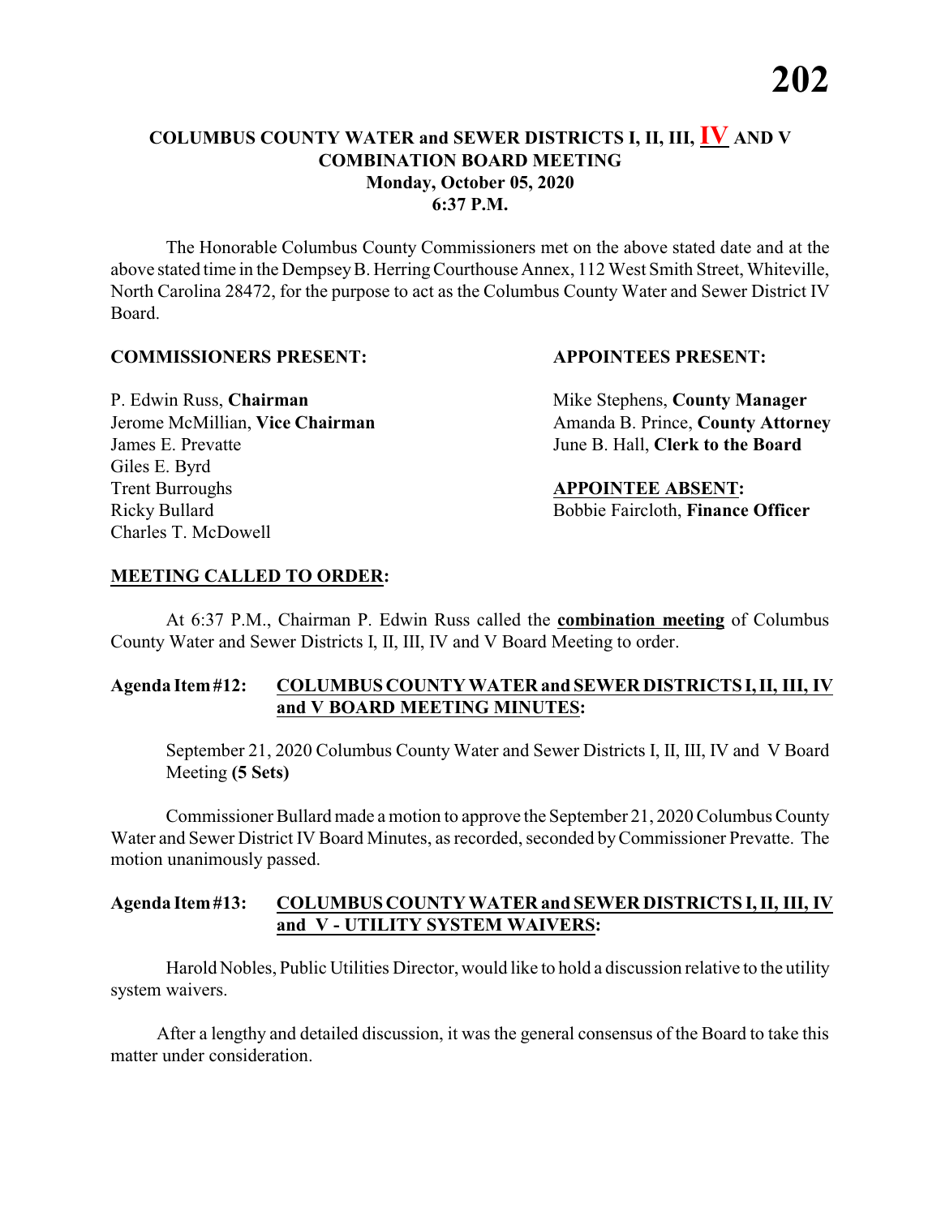# COLUMBUS COUNTY WATER and SEWER DISTRICTS I, II, III, IV AND V COMBINATION BOARD MEETING
## Monday, October 05, 2020
## 6:37 P.M.

The Honorable Columbus County Commissioners met on the above stated date and at the above stated time in the Dempsey B. Herring Courthouse Annex, 112 West Smith Street, Whiteville, North Carolina 28472, for the purpose to act as the Columbus County Water and Sewer District IV Board.

**COMMISSIONERS PRESENT:**

P. Edwin Russ, **Chairman**
Jerome McMillian, **Vice Chairman**
James E. Prevatte
Giles E. Byrd
Trent Burroughs
Ricky Bullard
Charles T. McDowell

**APPOINTEES PRESENT:**

Mike Stephens, **County Manager**
Amanda B. Prince, **County Attorney**
June B. Hall, **Clerk to the Board**

**APPOINTEE ABSENT:**

Bobbie Faircloth, **Finance Officer**

**MEETING CALLED TO ORDER:**

At 6:37 P.M., Chairman P. Edwin Russ called the **combination meeting** of Columbus County Water and Sewer Districts I, II, III, IV and V Board Meeting to order.

**Agenda Item #12: COLUMBUS COUNTY WATER and SEWER DISTRICTS I, II, III, IV and V BOARD MEETING MINUTES:**

September 21, 2020 Columbus County Water and Sewer Districts I, II, III, IV and V Board Meeting **(5 Sets)**

Commissioner Bullard made a motion to approve the September 21, 2020 Columbus County Water and Sewer District IV Board Minutes, as recorded, seconded by Commissioner Prevatte. The motion unanimously passed.

**Agenda Item #13: COLUMBUS COUNTY WATER and SEWER DISTRICTS I, II, III, IV and V - UTILITY SYSTEM WAIVERS:**

Harold Nobles, Public Utilities Director, would like to hold a discussion relative to the utility system waivers.

After a lengthy and detailed discussion, it was the general consensus of the Board to take this matter under consideration.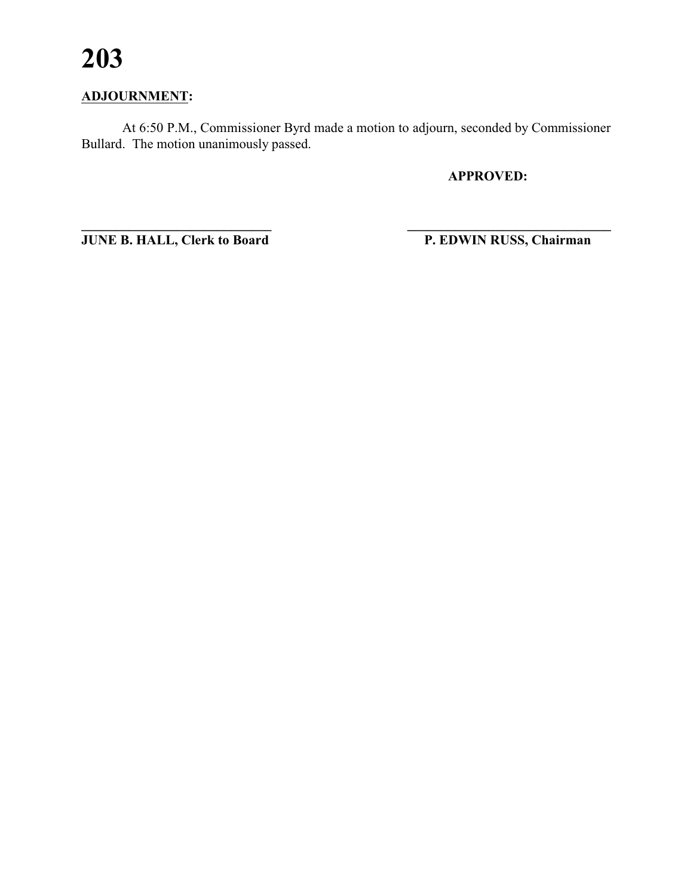**ADJOURNMENT:**

At 6:50 P.M., Commissioner Byrd made a motion to adjourn, seconded by Commissioner Bullard. The motion unanimously passed.

**APPROVED:**

\_\_\_\_\_\_\_\_\_\_\_\_\_\_\_\_\_\_\_\_\_\_\_\_\_\_\_\_\_\_ \_\_\_\_\_\_\_\_\_\_\_\_\_\_\_\_\_\_\_\_\_\_\_\_\_\_\_\_\_\_\_\_

**JUNE B. HALL, Clerk to Board** **P. EDWIN RUSS, Chairman**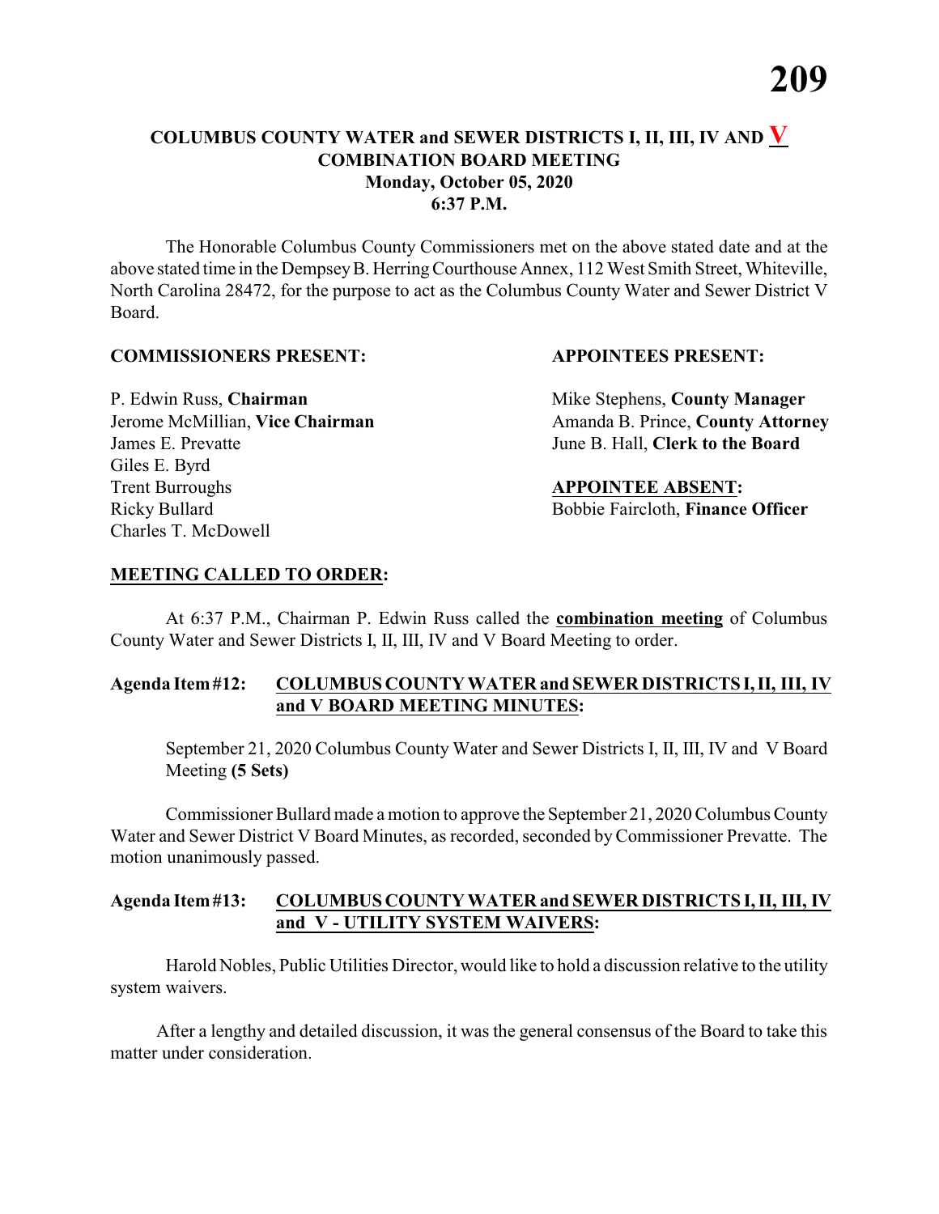# COLUMBUS COUNTY WATER and SEWER DISTRICTS I, II, III, IV AND V
## COMBINATION BOARD MEETING
### Monday, October 05, 2020
### 6:37 P.M.

The Honorable Columbus County Commissioners met on the above stated date and at the above stated time in the Dempsey B. Herring Courthouse Annex, 112 West Smith Street, Whiteville, North Carolina 28472, for the purpose to act as the Columbus County Water and Sewer District V Board.

**COMMISSIONERS PRESENT:**

P. Edwin Russ, **Chairman**
Jerome McMillian, **Vice Chairman**
James E. Prevatte
Giles E. Byrd
Trent Burroughs
Ricky Bullard
Charles T. McDowell

**APPOINTEES PRESENT:**

Mike Stephens, **County Manager**
Amanda B. Prince, **County Attorney**
June B. Hall, **Clerk to the Board**

**APPOINTEE ABSENT:**

Bobbie Faircloth, **Finance Officer**

**MEETING CALLED TO ORDER:**

At 6:37 P.M., Chairman P. Edwin Russ called the **combination meeting** of Columbus County Water and Sewer Districts I, II, III, IV and V Board Meeting to order.

**Agenda Item #12: COLUMBUS COUNTY WATER and SEWER DISTRICTS I, II, III, IV and V BOARD MEETING MINUTES:**

September 21, 2020 Columbus County Water and Sewer Districts I, II, III, IV and V Board Meeting **(5 Sets)**

Commissioner Bullard made a motion to approve the September 21, 2020 Columbus County Water and Sewer District V Board Minutes, as recorded, seconded by Commissioner Prevatte. The motion unanimously passed.

**Agenda Item #13: COLUMBUS COUNTY WATER and SEWER DISTRICTS I, II, III, IV and V - UTILITY SYSTEM WAIVERS:**

Harold Nobles, Public Utilities Director, would like to hold a discussion relative to the utility system waivers.

After a lengthy and detailed discussion, it was the general consensus of the Board to take this matter under consideration.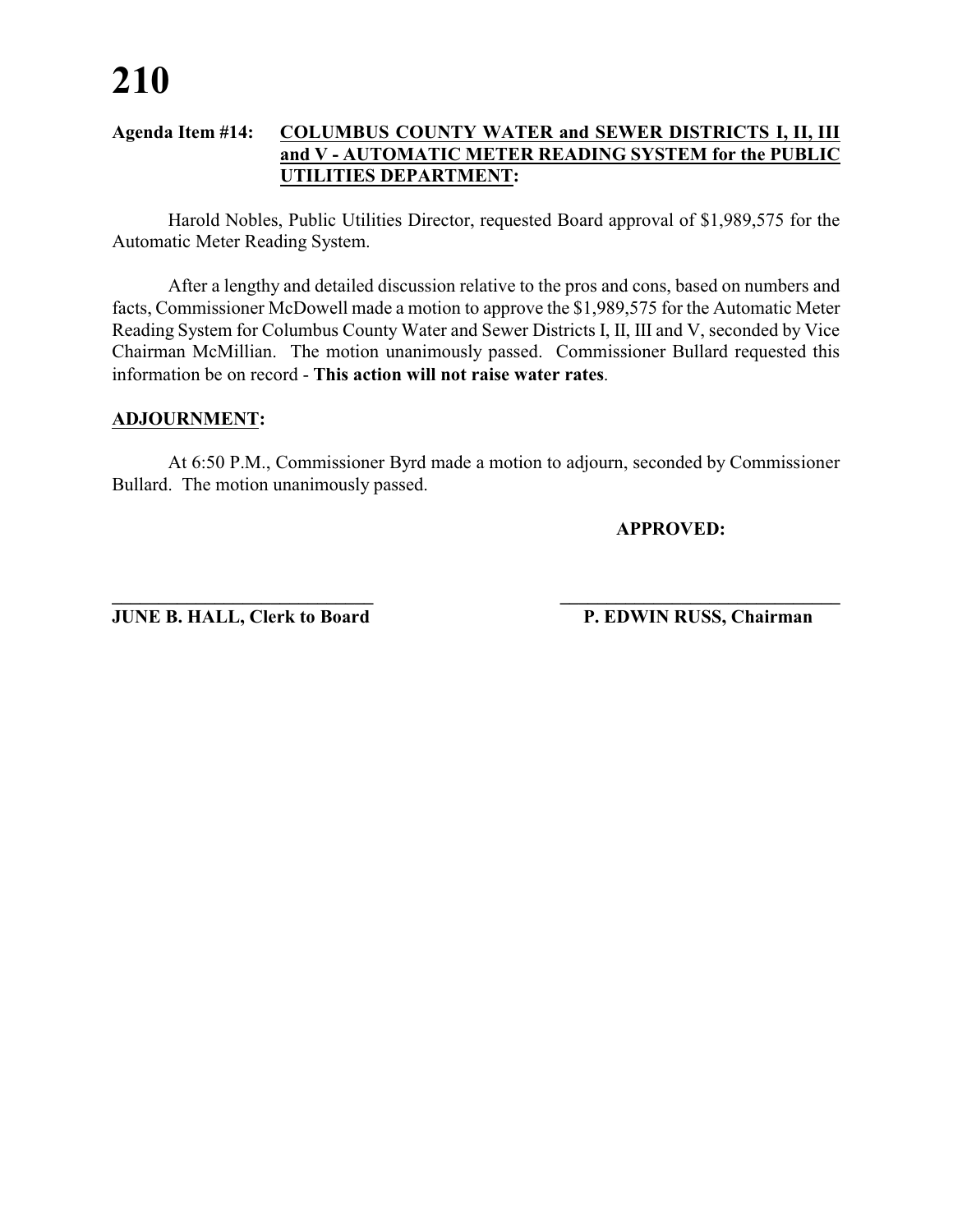**Agenda Item #14: <u>COLUMBUS COUNTY WATER and SEWER DISTRICTS I, II, III and V - AUTOMATIC METER READING SYSTEM for the PUBLIC UTILITIES DEPARTMENT</u>:**

Harold Nobles, Public Utilities Director, requested Board approval of $1,989,575 for the Automatic Meter Reading System.

After a lengthy and detailed discussion relative to the pros and cons, based on numbers and facts, Commissioner McDowell made a motion to approve the $1,989,575 for the Automatic Meter Reading System for Columbus County Water and Sewer Districts I, II, III and V, seconded by Vice Chairman McMillian. The motion unanimously passed. Commissioner Bullard requested this information be on record - **This action will not raise water rates**.

**<u>ADJOURNMENT</u>:**

At 6:50 P.M., Commissioner Byrd made a motion to adjourn, seconded by Commissioner Bullard. The motion unanimously passed.

**APPROVED:**

**______________________________**
**JUNE B. HALL, Clerk to Board**

**______________________________**
**P. EDWIN RUSS, Chairman**